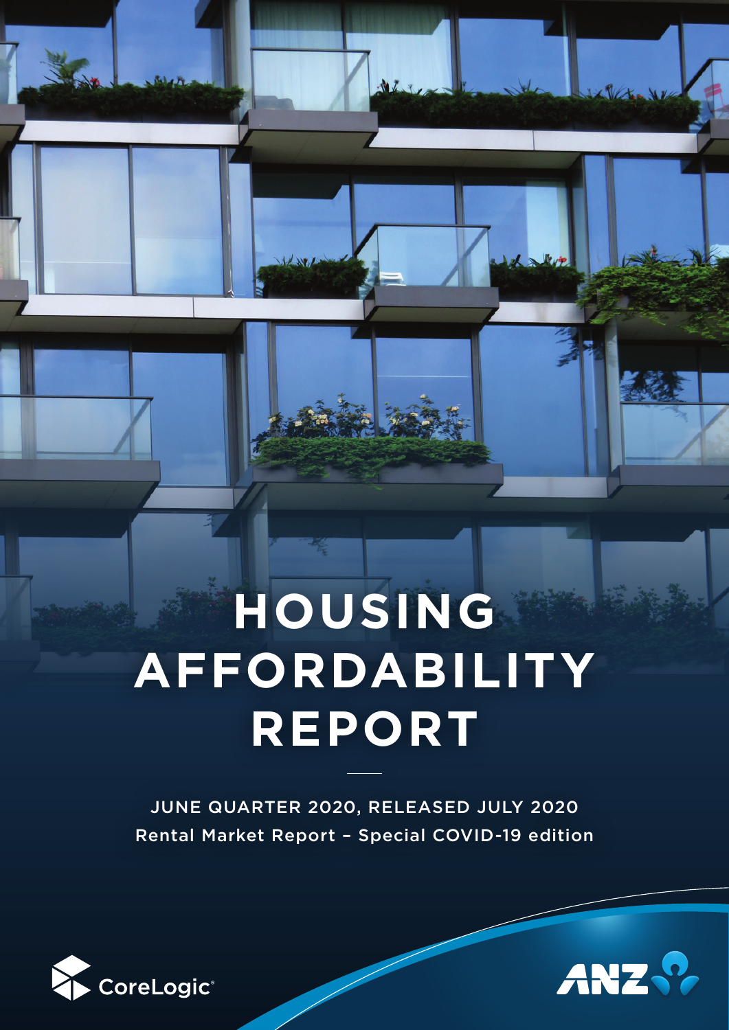# HOUSING AFFORDABILITY REPORT

JUNE QUARTER 2020, RELEASED JULY 2020

Rental Market Report – Special COVID-19 edition

CoreLogic

ANZ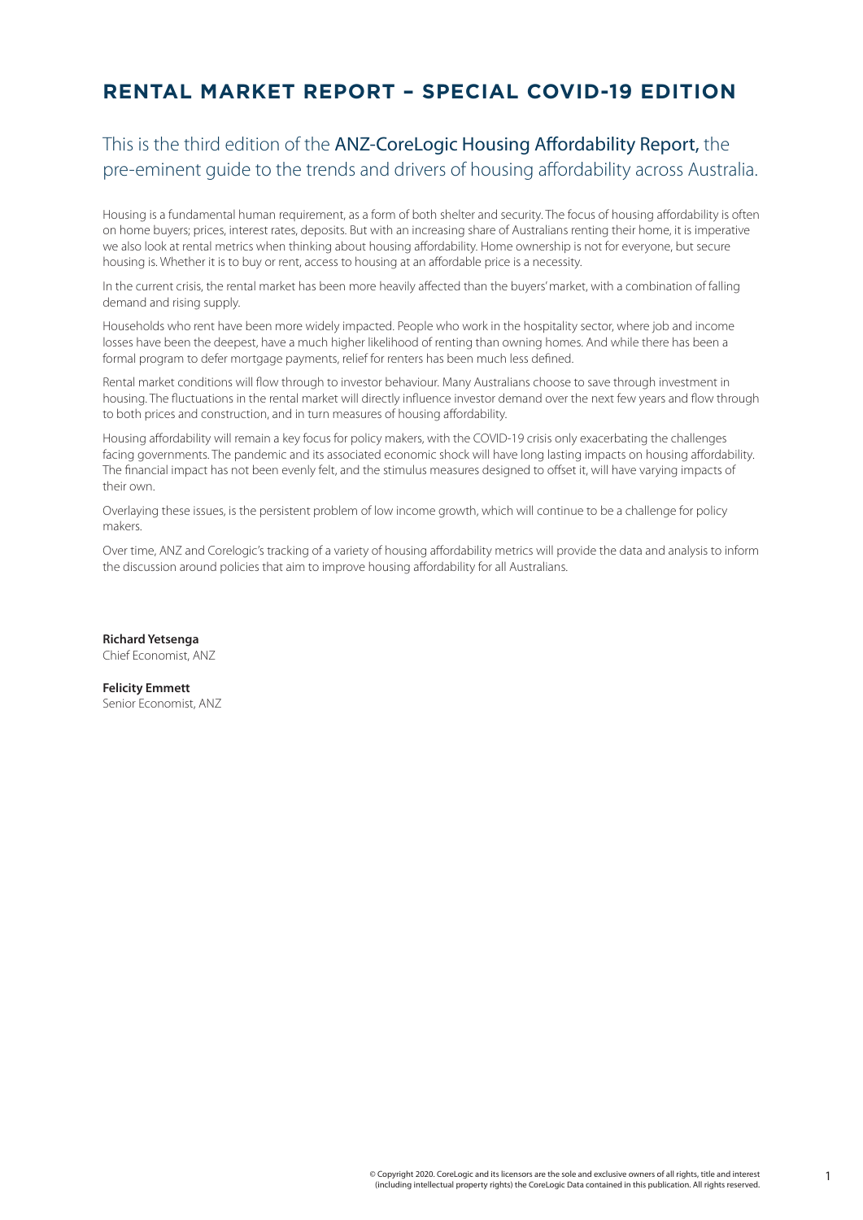# RENTAL MARKET REPORT – SPECIAL COVID-19 EDITION

## This is the third edition of the ANZ-CoreLogic Housing Affordability Report, the pre-eminent guide to the trends and drivers of housing affordability across Australia.

Housing is a fundamental human requirement, as a form of both shelter and security. The focus of housing affordability is often on home buyers; prices, interest rates, deposits. But with an increasing share of Australians renting their home, it is imperative we also look at rental metrics when thinking about housing affordability. Home ownership is not for everyone, but secure housing is. Whether it is to buy or rent, access to housing at an affordable price is a necessity.

In the current crisis, the rental market has been more heavily affected than the buyers' market, with a combination of falling demand and rising supply.

Households who rent have been more widely impacted. People who work in the hospitality sector, where job and income losses have been the deepest, have a much higher likelihood of renting than owning homes. And while there has been a formal program to defer mortgage payments, relief for renters has been much less defined.

Rental market conditions will flow through to investor behaviour. Many Australians choose to save through investment in housing. The fluctuations in the rental market will directly influence investor demand over the next few years and flow through to both prices and construction, and in turn measures of housing affordability.

Housing affordability will remain a key focus for policy makers, with the COVID-19 crisis only exacerbating the challenges facing governments. The pandemic and its associated economic shock will have long lasting impacts on housing affordability. The financial impact has not been evenly felt, and the stimulus measures designed to offset it, will have varying impacts of their own.

Overlaying these issues, is the persistent problem of low income growth, which will continue to be a challenge for policy makers.

Over time, ANZ and Corelogic's tracking of a variety of housing affordability metrics will provide the data and analysis to inform the discussion around policies that aim to improve housing affordability for all Australians.

**Richard Yetsenga**
Chief Economist, ANZ

**Felicity Emmett**
Senior Economist, ANZ

© Copyright 2020. CoreLogic and its licensors are the sole and exclusive owners of all rights, title and interest (including intellectual property rights) the CoreLogic Data contained in this publication. All rights reserved.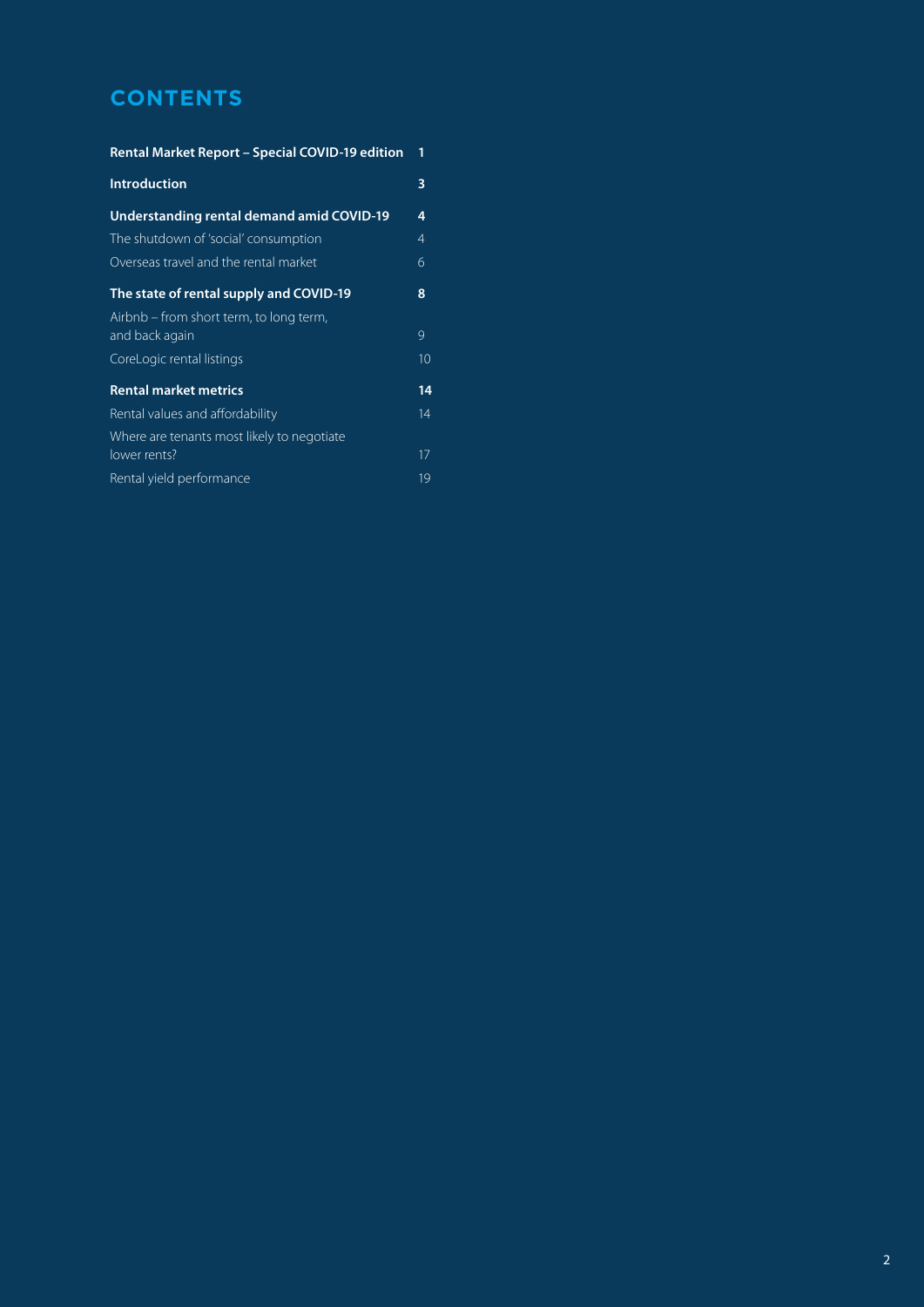# CONTENTS

| | |
|---|---|
| **Rental Market Report – Special COVID-19 edition** | **1** |
| **Introduction** | **3** |
| **Understanding rental demand amid COVID-19** | **4** |
| The shutdown of 'social' consumption | 4 |
| Overseas travel and the rental market | 6 |
| **The state of rental supply and COVID-19** | **8** |
| Airbnb – from short term, to long term, and back again | 9 |
| CoreLogic rental listings | 10 |
| **Rental market metrics** | **14** |
| Rental values and affordability | 14 |
| Where are tenants most likely to negotiate lower rents? | 17 |
| Rental yield performance | 19 |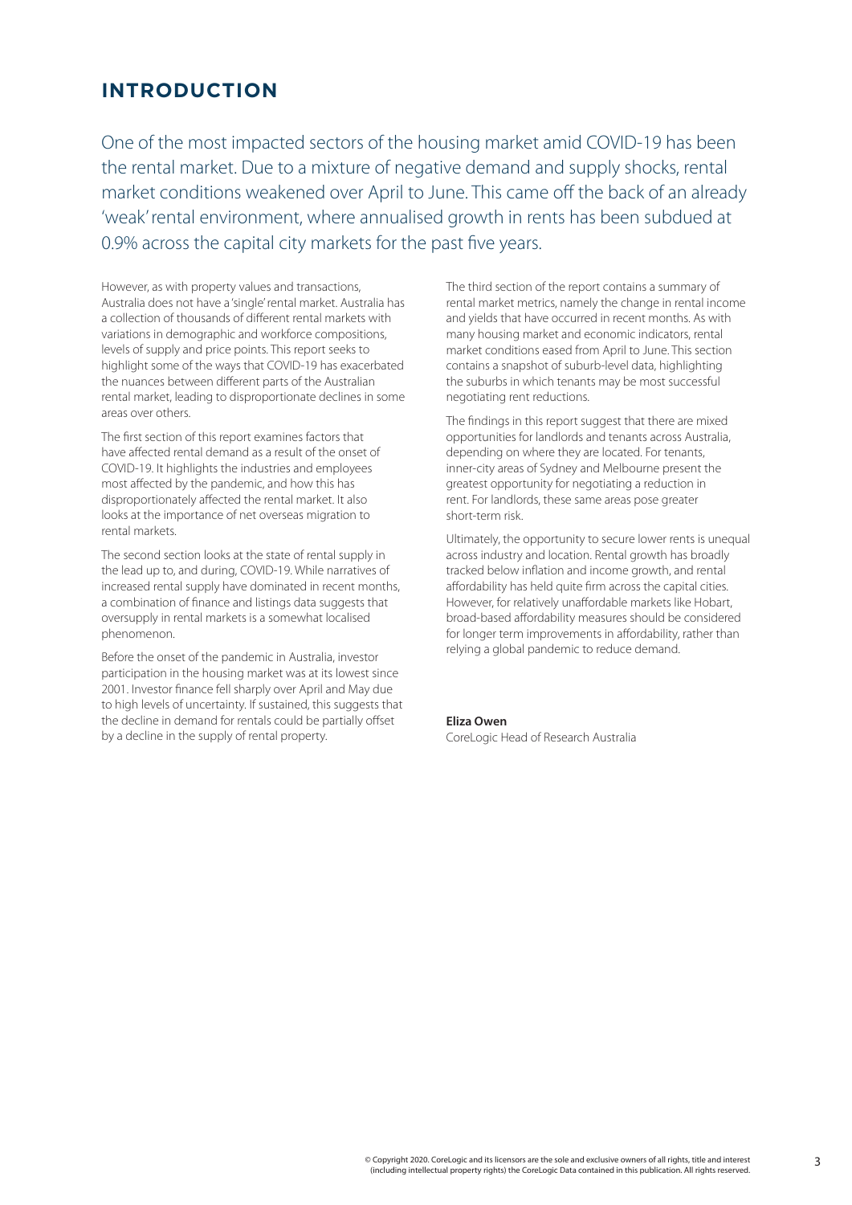# INTRODUCTION

One of the most impacted sectors of the housing market amid COVID-19 has been the rental market. Due to a mixture of negative demand and supply shocks, rental market conditions weakened over April to June. This came off the back of an already 'weak' rental environment, where annualised growth in rents has been subdued at 0.9% across the capital city markets for the past five years.

However, as with property values and transactions, Australia does not have a 'single' rental market. Australia has a collection of thousands of different rental markets with variations in demographic and workforce compositions, levels of supply and price points. This report seeks to highlight some of the ways that COVID-19 has exacerbated the nuances between different parts of the Australian rental market, leading to disproportionate declines in some areas over others.

The first section of this report examines factors that have affected rental demand as a result of the onset of COVID-19. It highlights the industries and employees most affected by the pandemic, and how this has disproportionately affected the rental market. It also looks at the importance of net overseas migration to rental markets.

The second section looks at the state of rental supply in the lead up to, and during, COVID-19. While narratives of increased rental supply have dominated in recent months, a combination of finance and listings data suggests that oversupply in rental markets is a somewhat localised phenomenon.

Before the onset of the pandemic in Australia, investor participation in the housing market was at its lowest since 2001. Investor finance fell sharply over April and May due to high levels of uncertainty. If sustained, this suggests that the decline in demand for rentals could be partially offset by a decline in the supply of rental property.

The third section of the report contains a summary of rental market metrics, namely the change in rental income and yields that have occurred in recent months. As with many housing market and economic indicators, rental market conditions eased from April to June. This section contains a snapshot of suburb-level data, highlighting the suburbs in which tenants may be most successful negotiating rent reductions.

The findings in this report suggest that there are mixed opportunities for landlords and tenants across Australia, depending on where they are located. For tenants, inner-city areas of Sydney and Melbourne present the greatest opportunity for negotiating a reduction in rent. For landlords, these same areas pose greater short-term risk.

Ultimately, the opportunity to secure lower rents is unequal across industry and location. Rental growth has broadly tracked below inflation and income growth, and rental affordability has held quite firm across the capital cities. However, for relatively unaffordable markets like Hobart, broad-based affordability measures should be considered for longer term improvements in affordability, rather than relying a global pandemic to reduce demand.

**Eliza Owen**
CoreLogic Head of Research Australia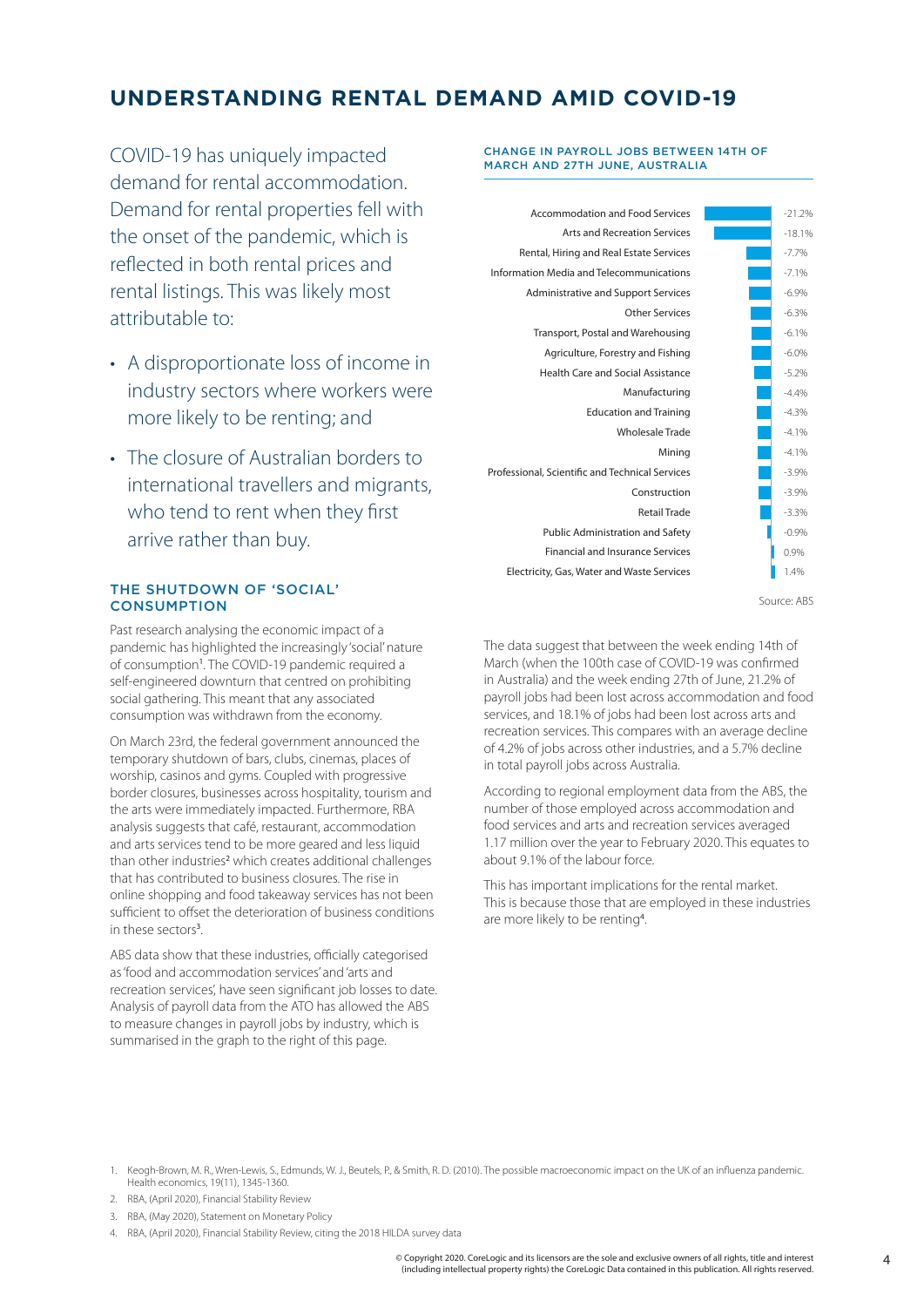# UNDERSTANDING RENTAL DEMAND AMID COVID-19

COVID-19 has uniquely impacted demand for rental accommodation. Demand for rental properties fell with the onset of the pandemic, which is reflected in both rental prices and rental listings. This was likely most attributable to:

- A disproportionate loss of income in industry sectors where workers were more likely to be renting; and
- The closure of Australian borders to international travellers and migrants, who tend to rent when they first arrive rather than buy.

## THE SHUTDOWN OF 'SOCIAL' CONSUMPTION

Past research analysing the economic impact of a pandemic has highlighted the increasingly 'social' nature of consumption[1]. The COVID-19 pandemic required a self-engineered downturn that centred on prohibiting social gathering. This meant that any associated consumption was withdrawn from the economy.

On March 23rd, the federal government announced the temporary shutdown of bars, clubs, cinemas, places of worship, casinos and gyms. Coupled with progressive border closures, businesses across hospitality, tourism and the arts were immediately impacted. Furthermore, RBA analysis suggests that café, restaurant, accommodation and arts services tend to be more geared and less liquid than other industries[2] which creates additional challenges that has contributed to business closures. The rise in online shopping and food takeaway services has not been sufficient to offset the deterioration of business conditions in these sectors[3].

ABS data show that these industries, officially categorised as 'food and accommodation services' and 'arts and recreation services', have seen significant job losses to date. Analysis of payroll data from the ATO has allowed the ABS to measure changes in payroll jobs by industry, which is summarised in the graph to the right of this page.

### CHANGE IN PAYROLL JOBS BETWEEN 14TH OF MARCH AND 27TH JUNE, AUSTRALIA

| Industry | Change |
|---|---|
| Accommodation and Food Services | -21.2% |
| Arts and Recreation Services | -18.1% |
| Rental, Hiring and Real Estate Services | -7.7% |
| Information Media and Telecommunications | -7.1% |
| Administrative and Support Services | -6.9% |
| Other Services | -6.3% |
| Transport, Postal and Warehousing | -6.1% |
| Agriculture, Forestry and Fishing | -6.0% |
| Health Care and Social Assistance | -5.2% |
| Manufacturing | -4.4% |
| Education and Training | -4.3% |
| Wholesale Trade | -4.1% |
| Mining | -4.1% |
| Professional, Scientific and Technical Services | -3.9% |
| Construction | -3.9% |
| Retail Trade | -3.3% |
| Public Administration and Safety | -0.9% |
| Financial and Insurance Services | 0.9% |
| Electricity, Gas, Water and Waste Services | 1.4% |

Source: ABS

The data suggest that between the week ending 14th of March (when the 100th case of COVID-19 was confirmed in Australia) and the week ending 27th of June, 21.2% of payroll jobs had been lost across accommodation and food services, and 18.1% of jobs had been lost across arts and recreation services. This compares with an average decline of 4.2% of jobs across other industries, and a 5.7% decline in total payroll jobs across Australia.

According to regional employment data from the ABS, the number of those employed across accommodation and food services and arts and recreation services averaged 1.17 million over the year to February 2020. This equates to about 9.1% of the labour force.

This has important implications for the rental market. This is because those that are employed in these industries are more likely to be renting[4].

1. Keogh-Brown, M. R., Wren-Lewis, S., Edmunds, W. J., Beutels, P., & Smith, R. D. (2010). The possible macroeconomic impact on the UK of an influenza pandemic. Health economics, 19(11), 1345-1360.
2. RBA, (April 2020), Financial Stability Review
3. RBA, (May 2020), Statement on Monetary Policy
4. RBA, (April 2020), Financial Stability Review, citing the 2018 HILDA survey data

© Copyright 2020. CoreLogic and its licensors are the sole and exclusive owners of all rights, title and interest (including intellectual property rights) the CoreLogic Data contained in this publication. All rights reserved.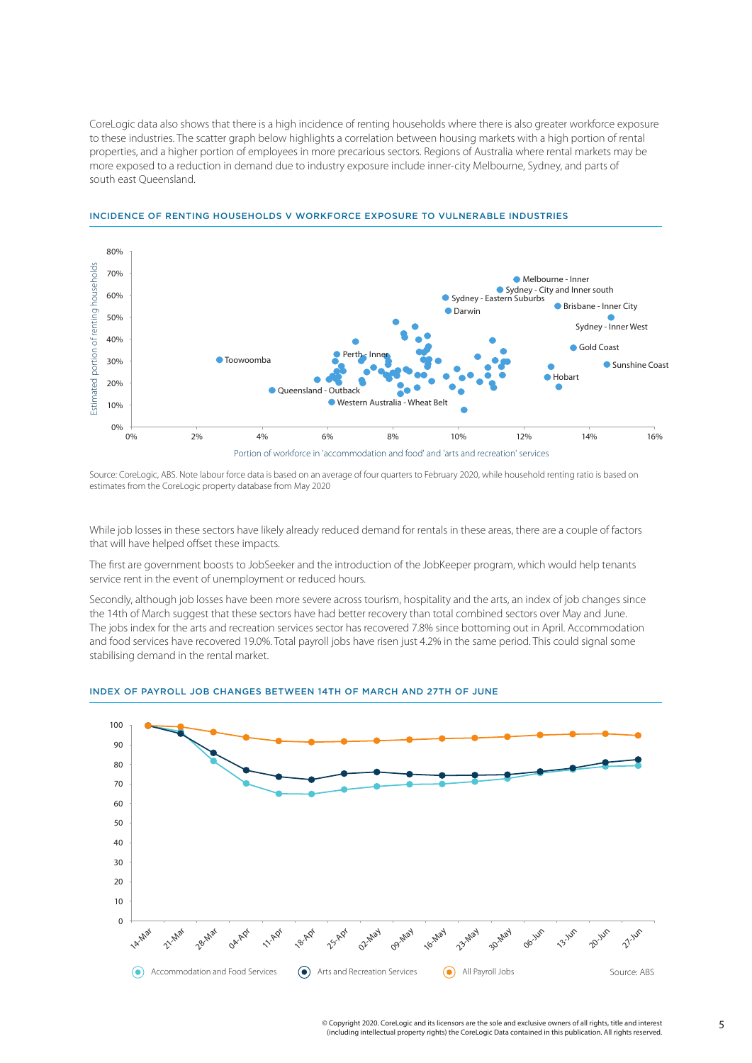CoreLogic data also shows that there is a high incidence of renting households where there is also greater workforce exposure to these industries. The scatter graph below highlights a correlation between housing markets with a high portion of rental properties, and a higher portion of employees in more precarious sectors. Regions of Australia where rental markets may be more exposed to a reduction in demand due to industry exposure include inner-city Melbourne, Sydney, and parts of south east Queensland.

## INCIDENCE OF RENTING HOUSEHOLDS V WORKFORCE EXPOSURE TO VULNERABLE INDUSTRIES

Source: CoreLogic, ABS. Note labour force data is based on an average of four quarters to February 2020, while household renting ratio is based on estimates from the CoreLogic property database from May 2020

While job losses in these sectors have likely already reduced demand for rentals in these areas, there are a couple of factors that will have helped offset these impacts.

The first are government boosts to JobSeeker and the introduction of the JobKeeper program, which would help tenants service rent in the event of unemployment or reduced hours.

Secondly, although job losses have been more severe across tourism, hospitality and the arts, an index of job changes since the 14th of March suggest that these sectors have had better recovery than total combined sectors over May and June. The jobs index for the arts and recreation services sector has recovered 7.8% since bottoming out in April. Accommodation and food services have recovered 19.0%. Total payroll jobs have risen just 4.2% in the same period. This could signal some stabilising demand in the rental market.

## INDEX OF PAYROLL JOB CHANGES BETWEEN 14TH OF MARCH AND 27TH OF JUNE

Source: ABS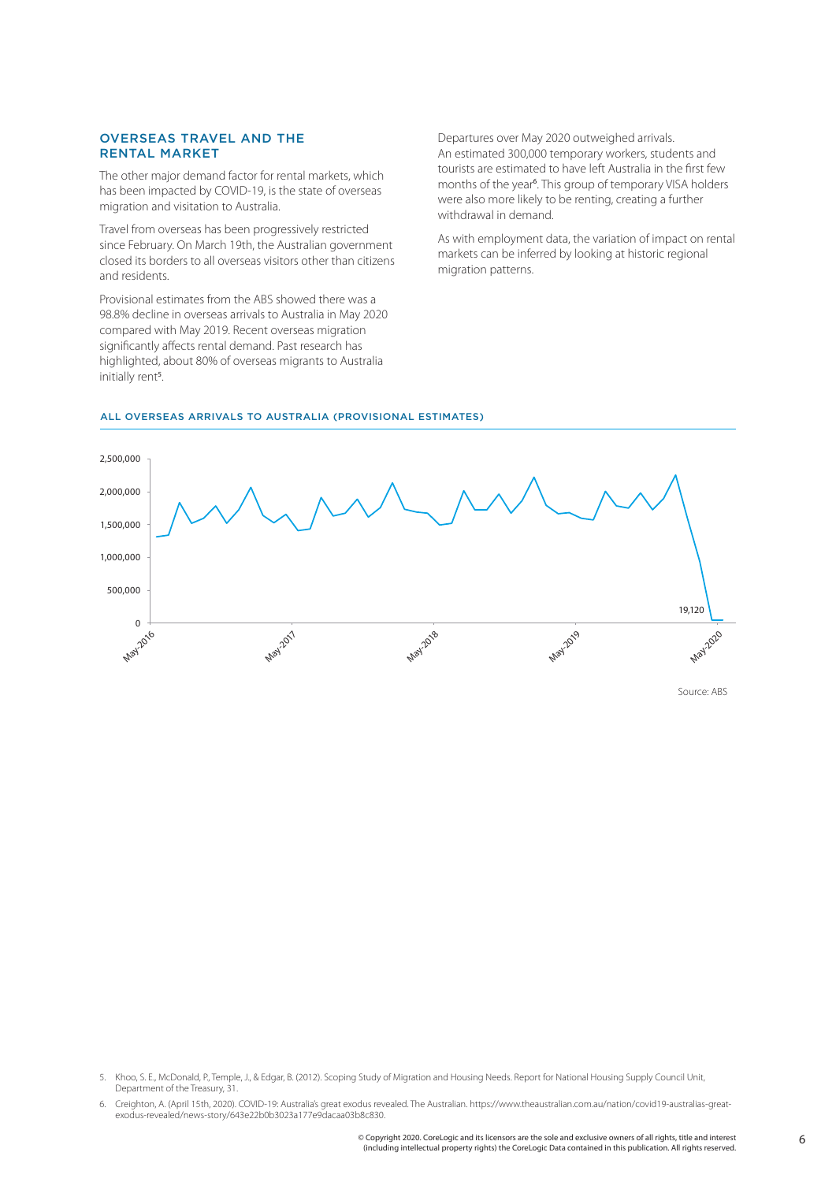## OVERSEAS TRAVEL AND THE RENTAL MARKET

The other major demand factor for rental markets, which has been impacted by COVID-19, is the state of overseas migration and visitation to Australia.

Travel from overseas has been progressively restricted since February. On March 19th, the Australian government closed its borders to all overseas visitors other than citizens and residents.

Provisional estimates from the ABS showed there was a 98.8% decline in overseas arrivals to Australia in May 2020 compared with May 2019. Recent overseas migration significantly affects rental demand. Past research has highlighted, about 80% of overseas migrants to Australia initially rent[5].

Departures over May 2020 outweighed arrivals. An estimated 300,000 temporary workers, students and tourists are estimated to have left Australia in the first few months of the year[6]. This group of temporary VISA holders were also more likely to be renting, creating a further withdrawal in demand.

As with employment data, the variation of impact on rental markets can be inferred by looking at historic regional migration patterns.

### ALL OVERSEAS ARRIVALS TO AUSTRALIA (PROVISIONAL ESTIMATES)

Source: ABS

5. Khoo, S. E., McDonald, P., Temple, J., & Edgar, B. (2012). Scoping Study of Migration and Housing Needs. Report for National Housing Supply Council Unit, Department of the Treasury, 31.

6. Creighton, A. (April 15th, 2020). COVID-19: Australia's great exodus revealed. The Australian. https://www.theaustralian.com.au/nation/covid19-australias-great-exodus-revealed/news-story/643e22b0b3023a177e9dacaa03b8c830.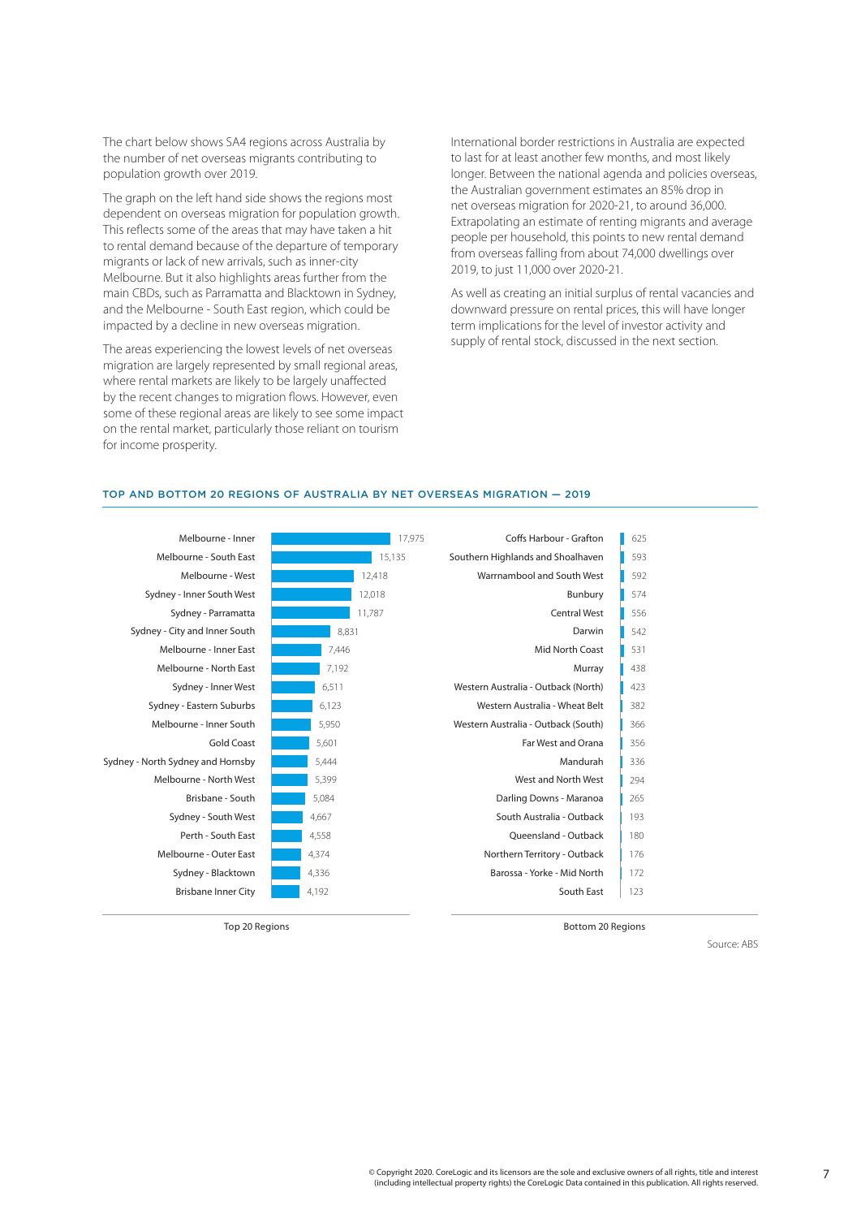The chart below shows SA4 regions across Australia by the number of net overseas migrants contributing to population growth over 2019.

The graph on the left hand side shows the regions most dependent on overseas migration for population growth. This reflects some of the areas that may have taken a hit to rental demand because of the departure of temporary migrants or lack of new arrivals, such as inner-city Melbourne. But it also highlights areas further from the main CBDs, such as Parramatta and Blacktown in Sydney, and the Melbourne - South East region, which could be impacted by a decline in new overseas migration.

The areas experiencing the lowest levels of net overseas migration are largely represented by small regional areas, where rental markets are likely to be largely unaffected by the recent changes to migration flows. However, even some of these regional areas are likely to see some impact on the rental market, particularly those reliant on tourism for income prosperity.

International border restrictions in Australia are expected to last for at least another few months, and most likely longer. Between the national agenda and policies overseas, the Australian government estimates an 85% drop in net overseas migration for 2020-21, to around 36,000. Extrapolating an estimate of renting migrants and average people per household, this points to new rental demand from overseas falling from about 74,000 dwellings over 2019, to just 11,000 over 2020-21.

As well as creating an initial surplus of rental vacancies and downward pressure on rental prices, this will have longer term implications for the level of investor activity and supply of rental stock, discussed in the next section.

## TOP AND BOTTOM 20 REGIONS OF AUSTRALIA BY NET OVERSEAS MIGRATION — 2019

| Top 20 Regions | | Bottom 20 Regions | |
|---|---|---|---|
| Melbourne - Inner | 17,975 | Coffs Harbour - Grafton | 625 |
| Melbourne - South East | 15,135 | Southern Highlands and Shoalhaven | 593 |
| Melbourne - West | 12,418 | Warrnambool and South West | 592 |
| Sydney - Inner South West | 12,018 | Bunbury | 574 |
| Sydney - Parramatta | 11,787 | Central West | 556 |
| Sydney - City and Inner South | 8,831 | Darwin | 542 |
| Melbourne - Inner East | 7,446 | Mid North Coast | 531 |
| Melbourne - North East | 7,192 | Murray | 438 |
| Sydney - Inner West | 6,511 | Western Australia - Outback (North) | 423 |
| Sydney - Eastern Suburbs | 6,123 | Western Australia - Wheat Belt | 382 |
| Melbourne - Inner South | 5,950 | Western Australia - Outback (South) | 366 |
| Gold Coast | 5,601 | Far West and Orana | 356 |
| Sydney - North Sydney and Hornsby | 5,444 | Mandurah | 336 |
| Melbourne - North West | 5,399 | West and North West | 294 |
| Brisbane - South | 5,084 | Darling Downs - Maranoa | 265 |
| Sydney - South West | 4,667 | South Australia - Outback | 193 |
| Perth - South East | 4,558 | Queensland - Outback | 180 |
| Melbourne - Outer East | 4,374 | Northern Territory - Outback | 176 |
| Sydney - Blacktown | 4,336 | Barossa - Yorke - Mid North | 172 |
| Brisbane Inner City | 4,192 | South East | 123 |

Source: ABS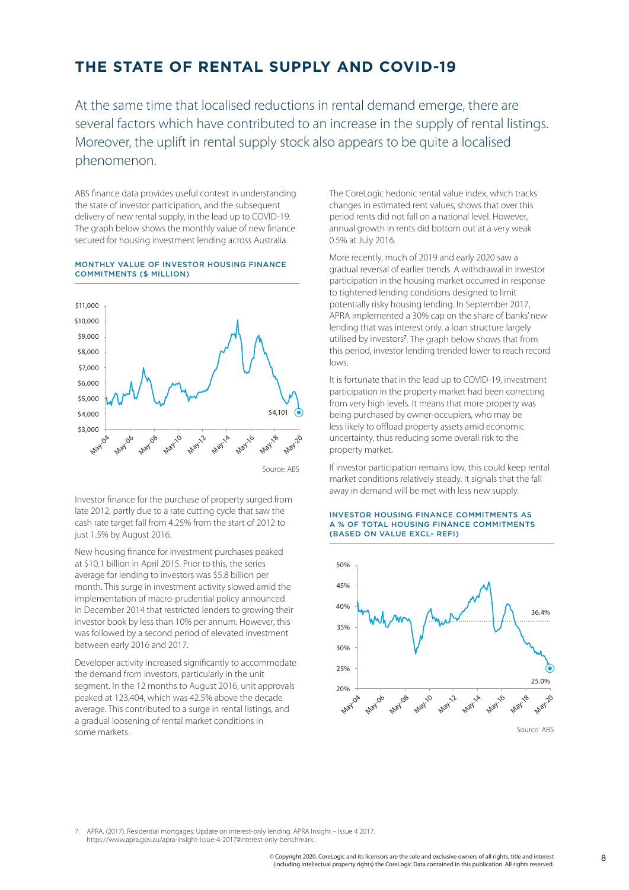## THE STATE OF RENTAL SUPPLY AND COVID-19

At the same time that localised reductions in rental demand emerge, there are several factors which have contributed to an increase in the supply of rental listings. Moreover, the uplift in rental supply stock also appears to be quite a localised phenomenon.

ABS finance data provides useful context in understanding the state of investor participation, and the subsequent delivery of new rental supply, in the lead up to COVID-19. The graph below shows the monthly value of new finance secured for housing investment lending across Australia.

**MONTHLY VALUE OF INVESTOR HOUSING FINANCE COMMITMENTS ($ MILLION)**

Source: ABS

Investor finance for the purchase of property surged from late 2012, partly due to a rate cutting cycle that saw the cash rate target fall from 4.25% from the start of 2012 to just 1.5% by August 2016.

New housing finance for investment purchases peaked at $10.1 billion in April 2015. Prior to this, the series average for lending to investors was $5.8 billion per month. This surge in investment activity slowed amid the implementation of macro-prudential policy announced in December 2014 that restricted lenders to growing their investor book by less than 10% per annum. However, this was followed by a second period of elevated investment between early 2016 and 2017.

Developer activity increased significantly to accommodate the demand from investors, particularly in the unit segment. In the 12 months to August 2016, unit approvals peaked at 123,404, which was 42.5% above the decade average. This contributed to a surge in rental listings, and a gradual loosening of rental market conditions in some markets.

The CoreLogic hedonic rental value index, which tracks changes in estimated rent values, shows that over this period rents did not fall on a national level. However, annual growth in rents did bottom out at a very weak 0.5% at July 2016.

More recently, much of 2019 and early 2020 saw a gradual reversal of earlier trends. A withdrawal in investor participation in the housing market occurred in response to tightened lending conditions designed to limit potentially risky housing lending. In September 2017, APRA implemented a 30% cap on the share of banks' new lending that was interest only, a loan structure largely utilised by investors[7]. The graph below shows that from this period, investor lending trended lower to reach record lows.

It is fortunate that in the lead up to COVID-19, investment participation in the property market had been correcting from very high levels. It means that more property was being purchased by owner-occupiers, who may be less likely to offload property assets amid economic uncertainty, thus reducing some overall risk to the property market.

If investor participation remains low, this could keep rental market conditions relatively steady. It signals that the fall away in demand will be met with less new supply.

**INVESTOR HOUSING FINANCE COMMITMENTS AS A % OF TOTAL HOUSING FINANCE COMMITMENTS (BASED ON VALUE EXCL- REFI)**

Source: ABS

7. APRA. (2017). Residential mortgages: Update on interest-only lending. APRA Insight – Issue 4 2017. https://www.apra.gov.au/apra-insight-issue-4-2017#interest-only-benchmark.

© Copyright 2020. CoreLogic and its licensors are the sole and exclusive owners of all rights, title and interest (including intellectual property rights) the CoreLogic Data contained in this publication. All rights reserved.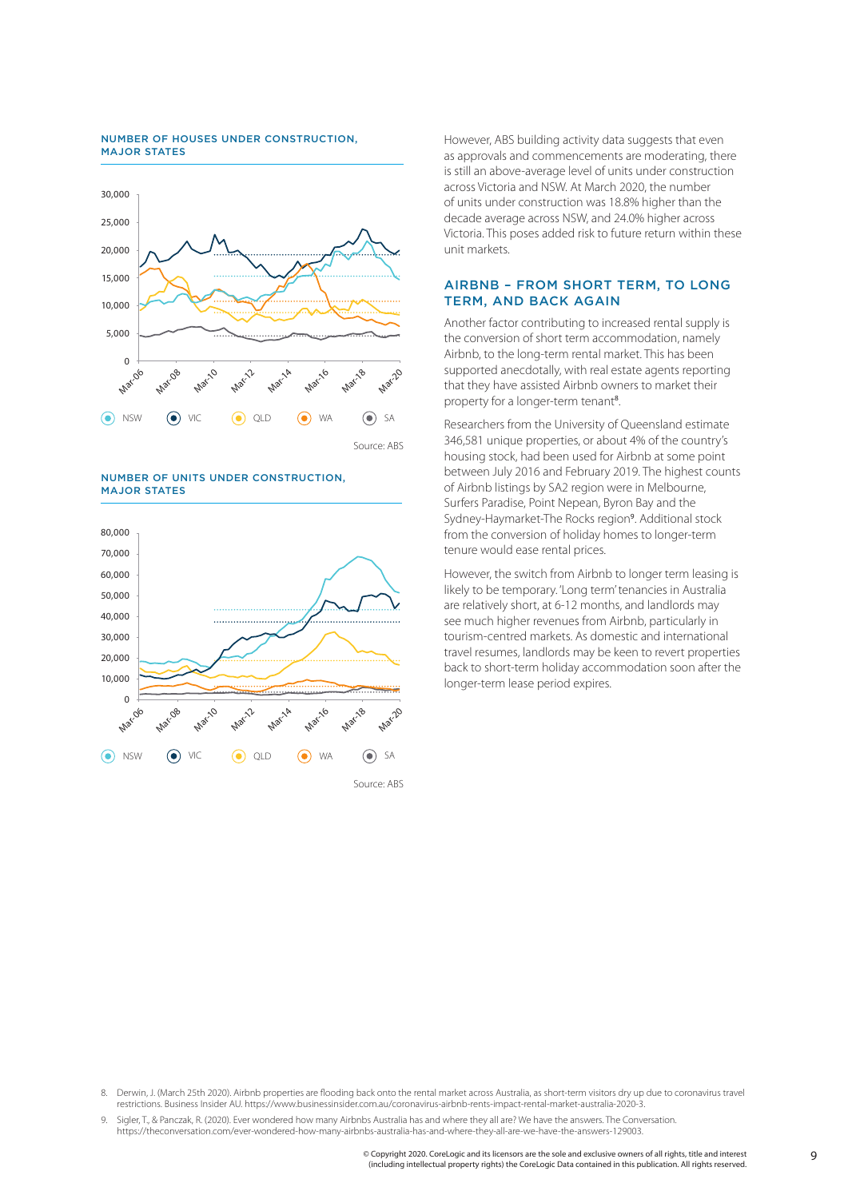#### NUMBER OF HOUSES UNDER CONSTRUCTION, MAJOR STATES

NSW VIC QLD WA SA

Source: ABS

#### NUMBER OF UNITS UNDER CONSTRUCTION, MAJOR STATES

NSW VIC QLD WA SA

Source: ABS

However, ABS building activity data suggests that even as approvals and commencements are moderating, there is still an above-average level of units under construction across Victoria and NSW. At March 2020, the number of units under construction was 18.8% higher than the decade average across NSW, and 24.0% higher across Victoria. This poses added risk to future return within these unit markets.

## AIRBNB – FROM SHORT TERM, TO LONG TERM, AND BACK AGAIN

Another factor contributing to increased rental supply is the conversion of short term accommodation, namely Airbnb, to the long-term rental market. This has been supported anecdotally, with real estate agents reporting that they have assisted Airbnb owners to market their property for a longer-term tenant[8].

Researchers from the University of Queensland estimate 346,581 unique properties, or about 4% of the country's housing stock, had been used for Airbnb at some point between July 2016 and February 2019. The highest counts of Airbnb listings by SA2 region were in Melbourne, Surfers Paradise, Point Nepean, Byron Bay and the Sydney-Haymarket-The Rocks region[9]. Additional stock from the conversion of holiday homes to longer-term tenure would ease rental prices.

However, the switch from Airbnb to longer term leasing is likely to be temporary. 'Long term' tenancies in Australia are relatively short, at 6-12 months, and landlords may see much higher revenues from Airbnb, particularly in tourism-centred markets. As domestic and international travel resumes, landlords may be keen to revert properties back to short-term holiday accommodation soon after the longer-term lease period expires.

8. Derwin, J. (March 25th 2020). Airbnb properties are flooding back onto the rental market across Australia, as short-term visitors dry up due to coronavirus travel restrictions. Business Insider AU. https://www.businessinsider.com.au/coronavirus-airbnb-rents-impact-rental-market-australia-2020-3.

9. Sigler, T., & Panczak, R. (2020). Ever wondered how many Airbnbs Australia has and where they all are? We have the answers. The Conversation. https://theconversation.com/ever-wondered-how-many-airbnbs-australia-has-and-where-they-all-are-we-have-the-answers-129003.

© Copyright 2020. CoreLogic and its licensors are the sole and exclusive owners of all rights, title and interest (including intellectual property rights) the CoreLogic Data contained in this publication. All rights reserved.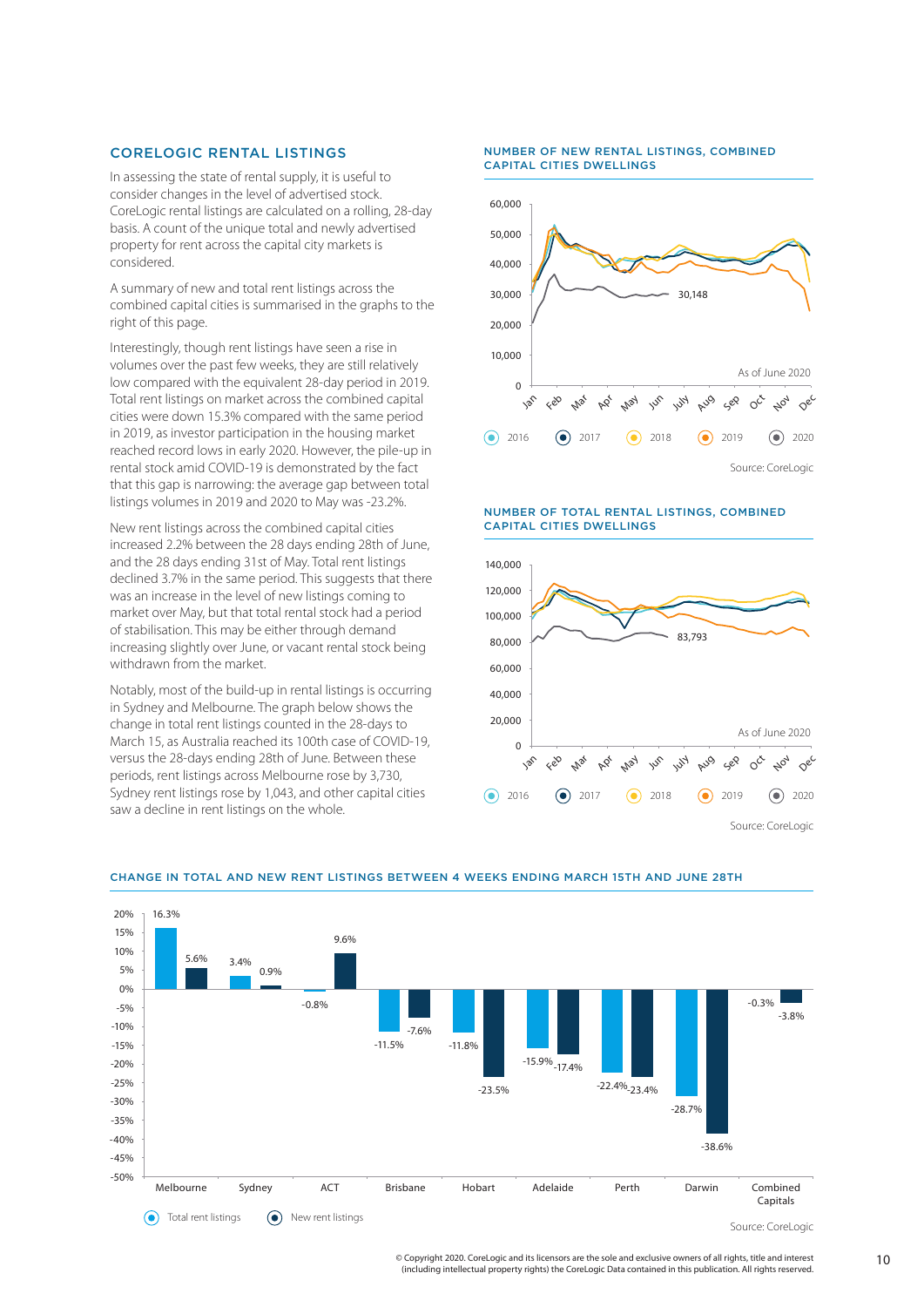## CORELOGIC RENTAL LISTINGS

In assessing the state of rental supply, it is useful to consider changes in the level of advertised stock. CoreLogic rental listings are calculated on a rolling, 28-day basis. A count of the unique total and newly advertised property for rent across the capital city markets is considered.

A summary of new and total rent listings across the combined capital cities is summarised in the graphs to the right of this page.

Interestingly, though rent listings have seen a rise in volumes over the past few weeks, they are still relatively low compared with the equivalent 28-day period in 2019. Total rent listings on market across the combined capital cities were down 15.3% compared with the same period in 2019, as investor participation in the housing market reached record lows in early 2020. However, the pile-up in rental stock amid COVID-19 is demonstrated by the fact that this gap is narrowing: the average gap between total listings volumes in 2019 and 2020 to May was -23.2%.

New rent listings across the combined capital cities increased 2.2% between the 28 days ending 28th of June, and the 28 days ending 31st of May. Total rent listings declined 3.7% in the same period. This suggests that there was an increase in the level of new listings coming to market over May, but that total rental stock had a period of stabilisation. This may be either through demand increasing slightly over June, or vacant rental stock being withdrawn from the market.

Notably, most of the build-up in rental listings is occurring in Sydney and Melbourne. The graph below shows the change in total rent listings counted in the 28-days to March 15, as Australia reached its 100th case of COVID-19, versus the 28-days ending 28th of June. Between these periods, rent listings across Melbourne rose by 3,730, Sydney rent listings rose by 1,043, and other capital cities saw a decline in rent listings on the whole.

### NUMBER OF NEW RENTAL LISTINGS, COMBINED CAPITAL CITIES DWELLINGS

Series: 2016, 2017, 2018, 2019, 2020. Latest 2020 value: 30,148. As of June 2020

Source: CoreLogic

### NUMBER OF TOTAL RENTAL LISTINGS, COMBINED CAPITAL CITIES DWELLINGS

Series: 2016, 2017, 2018, 2019, 2020. Latest 2020 value: 83,793. As of June 2020

Source: CoreLogic

### CHANGE IN TOTAL AND NEW RENT LISTINGS BETWEEN 4 WEEKS ENDING MARCH 15TH AND JUNE 28TH

| | Total rent listings | New rent listings |
|---|---|---|
| Melbourne | 16.3% | 5.6% |
| Sydney | 3.4% | 0.9% |
| ACT | -0.8% | 9.6% |
| Brisbane | -11.5% | -7.6% |
| Hobart | -11.8% | -23.5% |
| Adelaide | -15.9% | -17.4% |
| Perth | -22.4% | -23.4% |
| Darwin | -28.7% | -38.6% |
| Combined Capitals | -0.3% | -3.8% |

Source: CoreLogic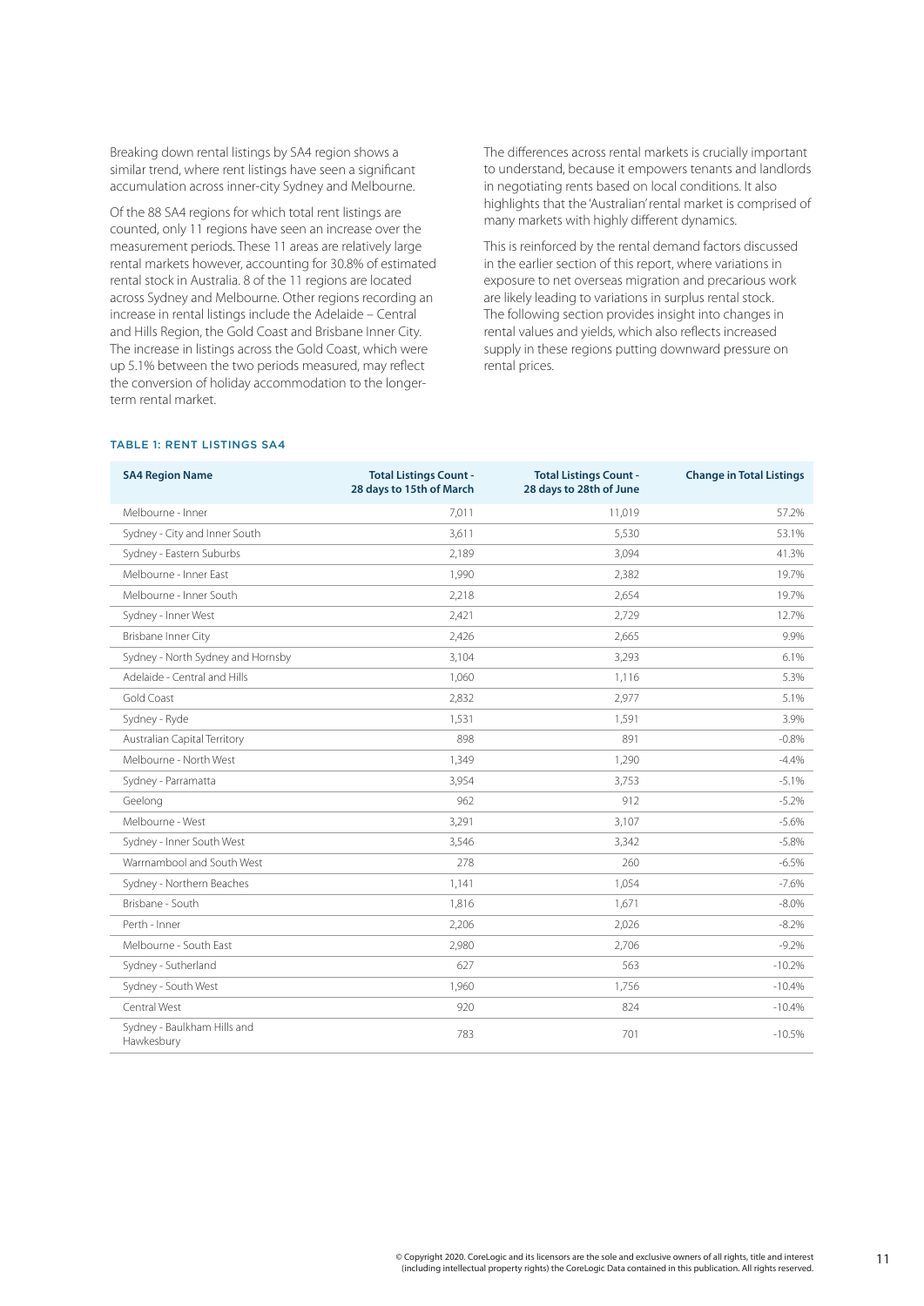Breaking down rental listings by SA4 region shows a similar trend, where rent listings have seen a significant accumulation across inner-city Sydney and Melbourne.

Of the 88 SA4 regions for which total rent listings are counted, only 11 regions have seen an increase over the measurement periods. These 11 areas are relatively large rental markets however, accounting for 30.8% of estimated rental stock in Australia. 8 of the 11 regions are located across Sydney and Melbourne. Other regions recording an increase in rental listings include the Adelaide – Central and Hills Region, the Gold Coast and Brisbane Inner City. The increase in listings across the Gold Coast, which were up 5.1% between the two periods measured, may reflect the conversion of holiday accommodation to the longer-term rental market.

The differences across rental markets is crucially important to understand, because it empowers tenants and landlords in negotiating rents based on local conditions. It also highlights that the 'Australian' rental market is comprised of many markets with highly different dynamics.

This is reinforced by the rental demand factors discussed in the earlier section of this report, where variations in exposure to net overseas migration and precarious work are likely leading to variations in surplus rental stock. The following section provides insight into changes in rental values and yields, which also reflects increased supply in these regions putting downward pressure on rental prices.

**TABLE 1: RENT LISTINGS SA4**

| SA4 Region Name | Total Listings Count - 28 days to 15th of March | Total Listings Count - 28 days to 28th of June | Change in Total Listings |
|---|---|---|---|
| Melbourne - Inner | 7,011 | 11,019 | 57.2% |
| Sydney - City and Inner South | 3,611 | 5,530 | 53.1% |
| Sydney - Eastern Suburbs | 2,189 | 3,094 | 41.3% |
| Melbourne - Inner East | 1,990 | 2,382 | 19.7% |
| Melbourne - Inner South | 2,218 | 2,654 | 19.7% |
| Sydney - Inner West | 2,421 | 2,729 | 12.7% |
| Brisbane Inner City | 2,426 | 2,665 | 9.9% |
| Sydney - North Sydney and Hornsby | 3,104 | 3,293 | 6.1% |
| Adelaide - Central and Hills | 1,060 | 1,116 | 5.3% |
| Gold Coast | 2,832 | 2,977 | 5.1% |
| Sydney - Ryde | 1,531 | 1,591 | 3.9% |
| Australian Capital Territory | 898 | 891 | -0.8% |
| Melbourne - North West | 1,349 | 1,290 | -4.4% |
| Sydney - Parramatta | 3,954 | 3,753 | -5.1% |
| Geelong | 962 | 912 | -5.2% |
| Melbourne - West | 3,291 | 3,107 | -5.6% |
| Sydney - Inner South West | 3,546 | 3,342 | -5.8% |
| Warrnambool and South West | 278 | 260 | -6.5% |
| Sydney - Northern Beaches | 1,141 | 1,054 | -7.6% |
| Brisbane - South | 1,816 | 1,671 | -8.0% |
| Perth - Inner | 2,206 | 2,026 | -8.2% |
| Melbourne - South East | 2,980 | 2,706 | -9.2% |
| Sydney - Sutherland | 627 | 563 | -10.2% |
| Sydney - South West | 1,960 | 1,756 | -10.4% |
| Central West | 920 | 824 | -10.4% |
| Sydney - Baulkham Hills and Hawkesbury | 783 | 701 | -10.5% |

© Copyright 2020. CoreLogic and its licensors are the sole and exclusive owners of all rights, title and interest (including intellectual property rights) the CoreLogic Data contained in this publication. All rights reserved.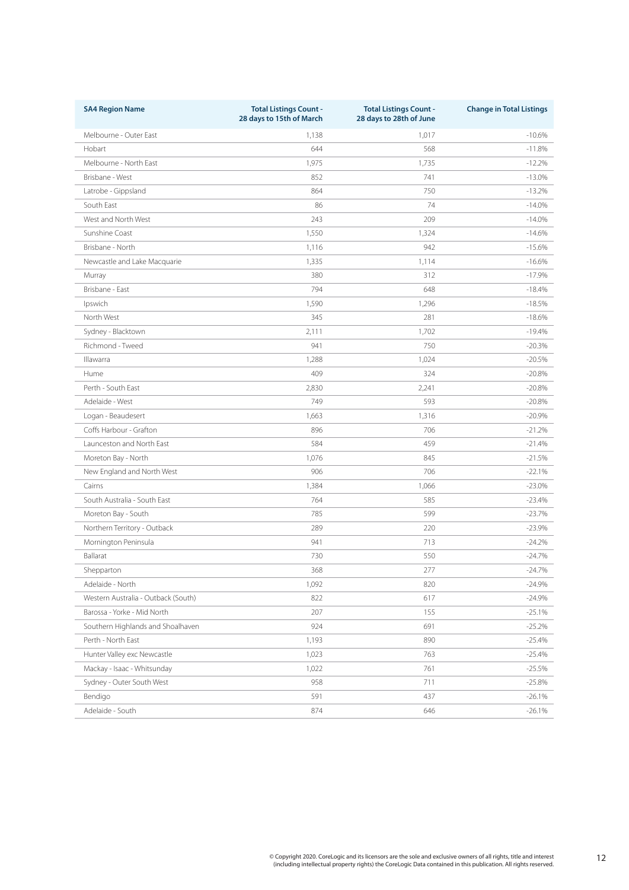| SA4 Region Name | Total Listings Count - 28 days to 15th of March | Total Listings Count - 28 days to 28th of June | Change in Total Listings |
|---|---|---|---|
| Melbourne - Outer East | 1,138 | 1,017 | -10.6% |
| Hobart | 644 | 568 | -11.8% |
| Melbourne - North East | 1,975 | 1,735 | -12.2% |
| Brisbane - West | 852 | 741 | -13.0% |
| Latrobe - Gippsland | 864 | 750 | -13.2% |
| South East | 86 | 74 | -14.0% |
| West and North West | 243 | 209 | -14.0% |
| Sunshine Coast | 1,550 | 1,324 | -14.6% |
| Brisbane - North | 1,116 | 942 | -15.6% |
| Newcastle and Lake Macquarie | 1,335 | 1,114 | -16.6% |
| Murray | 380 | 312 | -17.9% |
| Brisbane - East | 794 | 648 | -18.4% |
| Ipswich | 1,590 | 1,296 | -18.5% |
| North West | 345 | 281 | -18.6% |
| Sydney - Blacktown | 2,111 | 1,702 | -19.4% |
| Richmond - Tweed | 941 | 750 | -20.3% |
| Illawarra | 1,288 | 1,024 | -20.5% |
| Hume | 409 | 324 | -20.8% |
| Perth - South East | 2,830 | 2,241 | -20.8% |
| Adelaide - West | 749 | 593 | -20.8% |
| Logan - Beaudesert | 1,663 | 1,316 | -20.9% |
| Coffs Harbour - Grafton | 896 | 706 | -21.2% |
| Launceston and North East | 584 | 459 | -21.4% |
| Moreton Bay - North | 1,076 | 845 | -21.5% |
| New England and North West | 906 | 706 | -22.1% |
| Cairns | 1,384 | 1,066 | -23.0% |
| South Australia - South East | 764 | 585 | -23.4% |
| Moreton Bay - South | 785 | 599 | -23.7% |
| Northern Territory - Outback | 289 | 220 | -23.9% |
| Mornington Peninsula | 941 | 713 | -24.2% |
| Ballarat | 730 | 550 | -24.7% |
| Shepparton | 368 | 277 | -24.7% |
| Adelaide - North | 1,092 | 820 | -24.9% |
| Western Australia - Outback (South) | 822 | 617 | -24.9% |
| Barossa - Yorke - Mid North | 207 | 155 | -25.1% |
| Southern Highlands and Shoalhaven | 924 | 691 | -25.2% |
| Perth - North East | 1,193 | 890 | -25.4% |
| Hunter Valley exc Newcastle | 1,023 | 763 | -25.4% |
| Mackay - Isaac - Whitsunday | 1,022 | 761 | -25.5% |
| Sydney - Outer South West | 958 | 711 | -25.8% |
| Bendigo | 591 | 437 | -26.1% |
| Adelaide - South | 874 | 646 | -26.1% |

© Copyright 2020. CoreLogic and its licensors are the sole and exclusive owners of all rights, title and interest (including intellectual property rights) the CoreLogic Data contained in this publication. All rights reserved.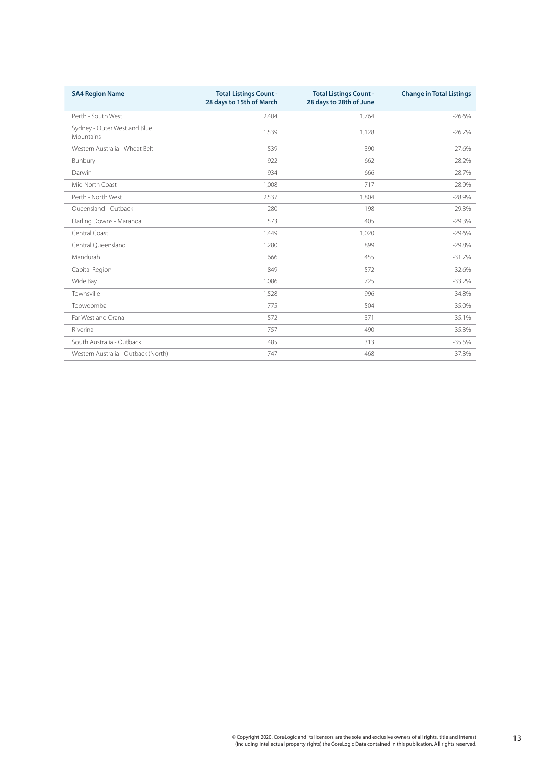| SA4 Region Name | Total Listings Count - 28 days to 15th of March | Total Listings Count - 28 days to 28th of June | Change in Total Listings |
|---|---|---|---|
| Perth - South West | 2,404 | 1,764 | -26.6% |
| Sydney - Outer West and Blue Mountains | 1,539 | 1,128 | -26.7% |
| Western Australia - Wheat Belt | 539 | 390 | -27.6% |
| Bunbury | 922 | 662 | -28.2% |
| Darwin | 934 | 666 | -28.7% |
| Mid North Coast | 1,008 | 717 | -28.9% |
| Perth - North West | 2,537 | 1,804 | -28.9% |
| Queensland - Outback | 280 | 198 | -29.3% |
| Darling Downs - Maranoa | 573 | 405 | -29.3% |
| Central Coast | 1,449 | 1,020 | -29.6% |
| Central Queensland | 1,280 | 899 | -29.8% |
| Mandurah | 666 | 455 | -31.7% |
| Capital Region | 849 | 572 | -32.6% |
| Wide Bay | 1,086 | 725 | -33.2% |
| Townsville | 1,528 | 996 | -34.8% |
| Toowoomba | 775 | 504 | -35.0% |
| Far West and Orana | 572 | 371 | -35.1% |
| Riverina | 757 | 490 | -35.3% |
| South Australia - Outback | 485 | 313 | -35.5% |
| Western Australia - Outback (North) | 747 | 468 | -37.3% |

© Copyright 2020. CoreLogic and its licensors are the sole and exclusive owners of all rights, title and interest (including intellectual property rights) the CoreLogic Data contained in this publication. All rights reserved.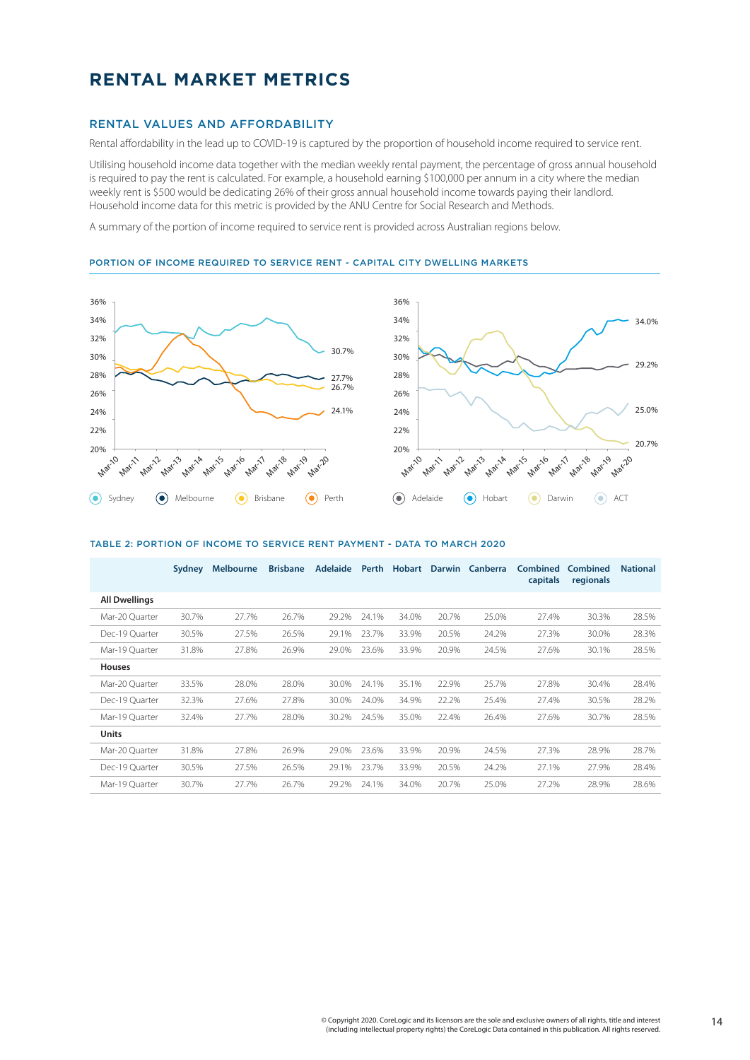# RENTAL MARKET METRICS

## RENTAL VALUES AND AFFORDABILITY

Rental affordability in the lead up to COVID-19 is captured by the proportion of household income required to service rent.

Utilising household income data together with the median weekly rental payment, the percentage of gross annual household income is required to pay the rent is calculated. For example, a household earning $100,000 per annum in a city where the median weekly rent is $500 would be dedicating 26% of their gross annual household income towards paying their landlord. Household income data for this metric is provided by the ANU Centre for Social Research and Methods.

A summary of the portion of income required to service rent is provided across Australian regions below.

### PORTION OF INCOME REQUIRED TO SERVICE RENT - CAPITAL CITY DWELLING MARKETS

### TABLE 2: PORTION OF INCOME TO SERVICE RENT PAYMENT - DATA TO MARCH 2020

| | Sydney | Melbourne | Brisbane | Adelaide | Perth | Hobart | Darwin | Canberra | Combined capitals | Combined regionals | National |
|---|---|---|---|---|---|---|---|---|---|---|---|
| **All Dwellings** | | | | | | | | | | | |
| Mar-20 Quarter | 30.7% | 27.7% | 26.7% | 29.2% | 24.1% | 34.0% | 20.7% | 25.0% | 27.4% | 30.3% | 28.5% |
| Dec-19 Quarter | 30.5% | 27.5% | 26.5% | 29.1% | 23.7% | 33.9% | 20.5% | 24.2% | 27.3% | 30.0% | 28.3% |
| Mar-19 Quarter | 31.8% | 27.8% | 26.9% | 29.0% | 23.6% | 33.9% | 20.9% | 24.5% | 27.6% | 30.1% | 28.5% |
| **Houses** | | | | | | | | | | | |
| Mar-20 Quarter | 33.5% | 28.0% | 28.0% | 30.0% | 24.1% | 35.1% | 22.9% | 25.7% | 27.8% | 30.4% | 28.4% |
| Dec-19 Quarter | 32.3% | 27.6% | 27.8% | 30.0% | 24.0% | 34.9% | 22.2% | 25.4% | 27.4% | 30.5% | 28.2% |
| Mar-19 Quarter | 32.4% | 27.7% | 28.0% | 30.2% | 24.5% | 35.0% | 22.4% | 26.4% | 27.6% | 30.7% | 28.5% |
| **Units** | | | | | | | | | | | |
| Mar-20 Quarter | 31.8% | 27.8% | 26.9% | 29.0% | 23.6% | 33.9% | 20.9% | 24.5% | 27.3% | 28.9% | 28.7% |
| Dec-19 Quarter | 30.5% | 27.5% | 26.5% | 29.1% | 23.7% | 33.9% | 20.5% | 24.2% | 27.1% | 27.9% | 28.4% |
| Mar-19 Quarter | 30.7% | 27.7% | 26.7% | 29.2% | 24.1% | 34.0% | 20.7% | 25.0% | 27.2% | 28.9% | 28.6% |

© Copyright 2020. CoreLogic and its licensors are the sole and exclusive owners of all rights, title and interest (including intellectual property rights) the CoreLogic Data contained in this publication. All rights reserved.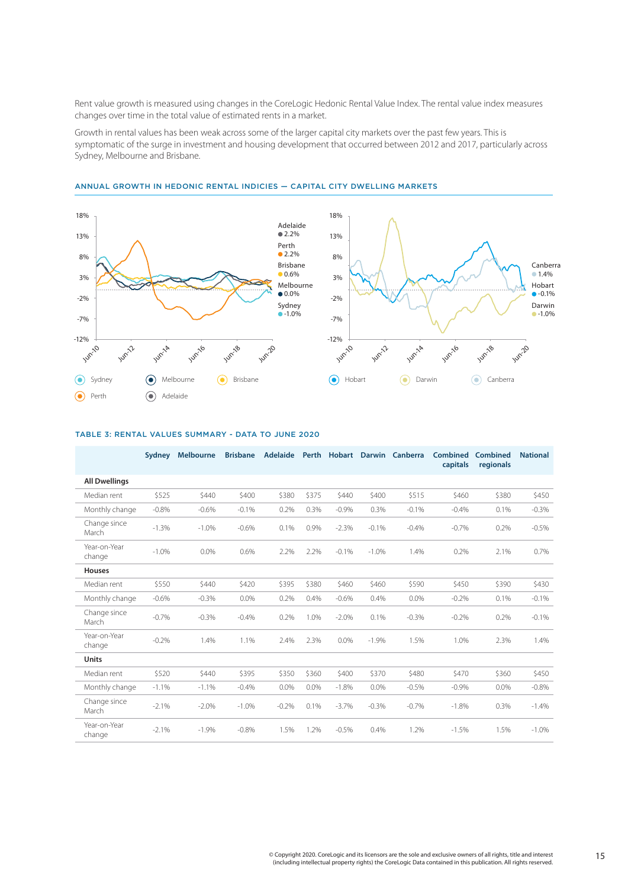Rent value growth is measured using changes in the CoreLogic Hedonic Rental Value Index. The rental value index measures changes over time in the total value of estimated rents in a market.

Growth in rental values has been weak across some of the larger capital city markets over the past few years. This is symptomatic of the surge in investment and housing development that occurred between 2012 and 2017, particularly across Sydney, Melbourne and Brisbane.

## ANNUAL GROWTH IN HEDONIC RENTAL INDICIES — CAPITAL CITY DWELLING MARKETS

Adelaide 2.2%
Perth 2.2%
Brisbane 0.6%
Melbourne 0.0%
Sydney -1.0%

Canberra 1.4%
Hobart -0.1%
Darwin -1.0%

Sydney, Melbourne, Brisbane, Perth, Adelaide

Hobart, Darwin, Canberra

## TABLE 3: RENTAL VALUES SUMMARY - DATA TO JUNE 2020

| | Sydney | Melbourne | Brisbane | Adelaide | Perth | Hobart | Darwin | Canberra | Combined capitals | Combined regionals | National |
|---|---|---|---|---|---|---|---|---|---|---|---|
| **All Dwellings** | | | | | | | | | | | |
| Median rent | $525 | $440 | $400 | $380 | $375 | $440 | $400 | $515 | $460 | $380 | $450 |
| Monthly change | -0.8% | -0.6% | -0.1% | 0.2% | 0.3% | -0.9% | 0.3% | -0.1% | -0.4% | 0.1% | -0.3% |
| Change since March | -1.3% | -1.0% | -0.6% | 0.1% | 0.9% | -2.3% | -0.1% | -0.4% | -0.7% | 0.2% | -0.5% |
| Year-on-Year change | -1.0% | 0.0% | 0.6% | 2.2% | 2.2% | -0.1% | -1.0% | 1.4% | 0.2% | 2.1% | 0.7% |
| **Houses** | | | | | | | | | | | |
| Median rent | $550 | $440 | $420 | $395 | $380 | $460 | $460 | $590 | $450 | $390 | $430 |
| Monthly change | -0.6% | -0.3% | 0.0% | 0.2% | 0.4% | -0.6% | 0.4% | 0.0% | -0.2% | 0.1% | -0.1% |
| Change since March | -0.7% | -0.3% | -0.4% | 0.2% | 1.0% | -2.0% | 0.1% | -0.3% | -0.2% | 0.2% | -0.1% |
| Year-on-Year change | -0.2% | 1.4% | 1.1% | 2.4% | 2.3% | 0.0% | -1.9% | 1.5% | 1.0% | 2.3% | 1.4% |
| **Units** | | | | | | | | | | | |
| Median rent | $520 | $440 | $395 | $350 | $360 | $400 | $370 | $480 | $470 | $360 | $450 |
| Monthly change | -1.1% | -1.1% | -0.4% | 0.0% | 0.0% | -1.8% | 0.0% | -0.5% | -0.9% | 0.0% | -0.8% |
| Change since March | -2.1% | -2.0% | -1.0% | -0.2% | 0.1% | -3.7% | -0.3% | -0.7% | -1.8% | 0.3% | -1.4% |
| Year-on-Year change | -2.1% | -1.9% | -0.8% | 1.5% | 1.2% | -0.5% | 0.4% | 1.2% | -1.5% | 1.5% | -1.0% |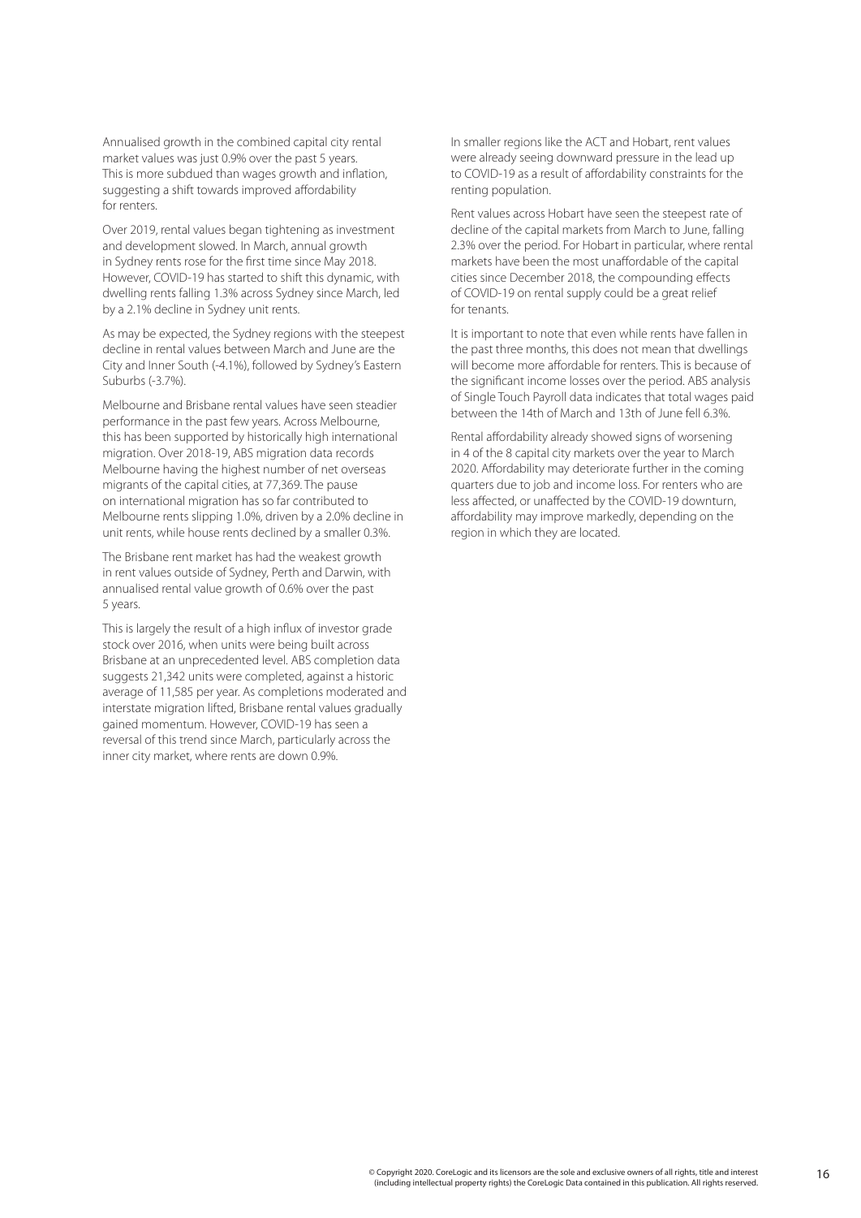Annualised growth in the combined capital city rental market values was just 0.9% over the past 5 years. This is more subdued than wages growth and inflation, suggesting a shift towards improved affordability for renters.

Over 2019, rental values began tightening as investment and development slowed. In March, annual growth in Sydney rents rose for the first time since May 2018. However, COVID-19 has started to shift this dynamic, with dwelling rents falling 1.3% across Sydney since March, led by a 2.1% decline in Sydney unit rents.

As may be expected, the Sydney regions with the steepest decline in rental values between March and June are the City and Inner South (-4.1%), followed by Sydney's Eastern Suburbs (-3.7%).

Melbourne and Brisbane rental values have seen steadier performance in the past few years. Across Melbourne, this has been supported by historically high international migration. Over 2018-19, ABS migration data records Melbourne having the highest number of net overseas migrants of the capital cities, at 77,369. The pause on international migration has so far contributed to Melbourne rents slipping 1.0%, driven by a 2.0% decline in unit rents, while house rents declined by a smaller 0.3%.

The Brisbane rent market has had the weakest growth in rent values outside of Sydney, Perth and Darwin, with annualised rental value growth of 0.6% over the past 5 years.

This is largely the result of a high influx of investor grade stock over 2016, when units were being built across Brisbane at an unprecedented level. ABS completion data suggests 21,342 units were completed, against a historic average of 11,585 per year. As completions moderated and interstate migration lifted, Brisbane rental values gradually gained momentum. However, COVID-19 has seen a reversal of this trend since March, particularly across the inner city market, where rents are down 0.9%.

In smaller regions like the ACT and Hobart, rent values were already seeing downward pressure in the lead up to COVID-19 as a result of affordability constraints for the renting population.

Rent values across Hobart have seen the steepest rate of decline of the capital markets from March to June, falling 2.3% over the period. For Hobart in particular, where rental markets have been the most unaffordable of the capital cities since December 2018, the compounding effects of COVID-19 on rental supply could be a great relief for tenants.

It is important to note that even while rents have fallen in the past three months, this does not mean that dwellings will become more affordable for renters. This is because of the significant income losses over the period. ABS analysis of Single Touch Payroll data indicates that total wages paid between the 14th of March and 13th of June fell 6.3%.

Rental affordability already showed signs of worsening in 4 of the 8 capital city markets over the year to March 2020. Affordability may deteriorate further in the coming quarters due to job and income loss. For renters who are less affected, or unaffected by the COVID-19 downturn, affordability may improve markedly, depending on the region in which they are located.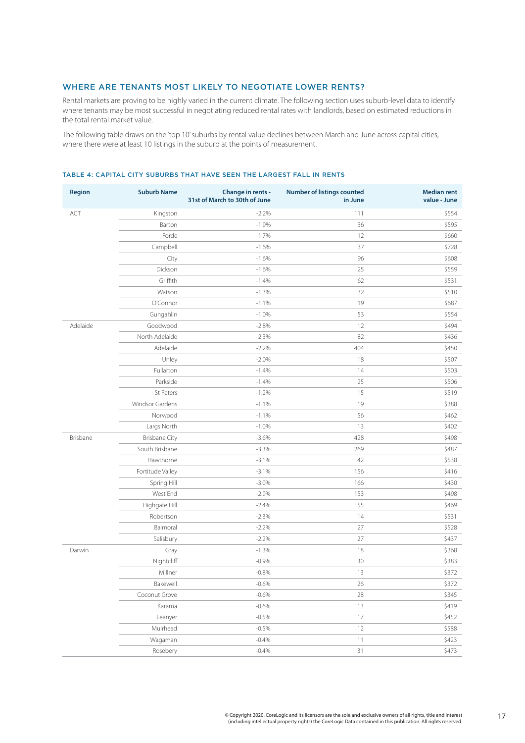## WHERE ARE TENANTS MOST LIKELY TO NEGOTIATE LOWER RENTS?

Rental markets are proving to be highly varied in the current climate. The following section uses suburb-level data to identify where tenants may be most successful in negotiating reduced rental rates with landlords, based on estimated reductions in the total rental market value.

The following table draws on the 'top 10' suburbs by rental value declines between March and June across capital cities, where there were at least 10 listings in the suburb at the points of measurement.

### TABLE 4: CAPITAL CITY SUBURBS THAT HAVE SEEN THE LARGEST FALL IN RENTS

| Region | Suburb Name | Change in rents - 31st of March to 30th of June | Number of listings counted in June | Median rent value - June |
|---|---|---|---|---|
| ACT | Kingston | -2.2% | 111 | $554 |
| | Barton | -1.9% | 36 | $595 |
| | Forde | -1.7% | 12 | $660 |
| | Campbell | -1.6% | 37 | $728 |
| | City | -1.6% | 96 | $608 |
| | Dickson | -1.6% | 25 | $559 |
| | Griffith | -1.4% | 62 | $531 |
| | Watson | -1.3% | 32 | $510 |
| | O'Connor | -1.1% | 19 | $687 |
| | Gungahlin | -1.0% | 53 | $554 |
| Adelaide | Goodwood | -2.8% | 12 | $494 |
| | North Adelaide | -2.3% | 82 | $436 |
| | Adelaide | -2.2% | 404 | $450 |
| | Unley | -2.0% | 18 | $507 |
| | Fullarton | -1.4% | 14 | $503 |
| | Parkside | -1.4% | 25 | $506 |
| | St Peters | -1.2% | 15 | $519 |
| | Windsor Gardens | -1.1% | 19 | $388 |
| | Norwood | -1.1% | 56 | $462 |
| | Largs North | -1.0% | 13 | $402 |
| Brisbane | Brisbane City | -3.6% | 428 | $498 |
| | South Brisbane | -3.3% | 269 | $487 |
| | Hawthorne | -3.1% | 42 | $538 |
| | Fortitude Valley | -3.1% | 156 | $416 |
| | Spring Hill | -3.0% | 166 | $430 |
| | West End | -2.9% | 153 | $498 |
| | Highgate Hill | -2.4% | 55 | $469 |
| | Robertson | -2.3% | 14 | $531 |
| | Balmoral | -2.2% | 27 | $528 |
| | Salisbury | -2.2% | 27 | $437 |
| Darwin | Gray | -1.3% | 18 | $368 |
| | Nightcliff | -0.9% | 30 | $383 |
| | Millner | -0.8% | 13 | $372 |
| | Bakewell | -0.6% | 26 | $372 |
| | Coconut Grove | -0.6% | 28 | $345 |
| | Karama | -0.6% | 13 | $419 |
| | Leanyer | -0.5% | 17 | $452 |
| | Muirhead | -0.5% | 12 | $588 |
| | Wagaman | -0.4% | 11 | $423 |
| | Rosebery | -0.4% | 31 | $473 |

© Copyright 2020. CoreLogic and its licensors are the sole and exclusive owners of all rights, title and interest (including intellectual property rights) the CoreLogic Data contained in this publication. All rights reserved.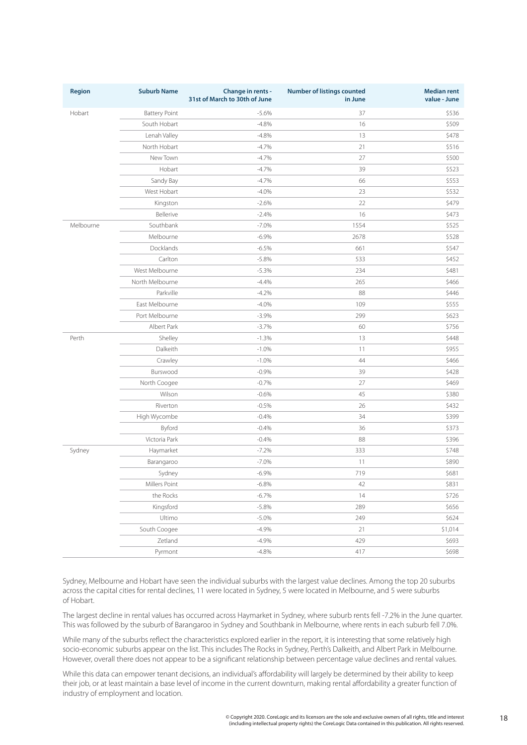| Region | Suburb Name | Change in rents - 31st of March to 30th of June | Number of listings counted in June | Median rent value - June |
|---|---|---|---|---|
| Hobart | Battery Point | -5.6% | 37 | $536 |
| | South Hobart | -4.8% | 16 | $509 |
| | Lenah Valley | -4.8% | 13 | $478 |
| | North Hobart | -4.7% | 21 | $516 |
| | New Town | -4.7% | 27 | $500 |
| | Hobart | -4.7% | 39 | $523 |
| | Sandy Bay | -4.7% | 66 | $553 |
| | West Hobart | -4.0% | 23 | $532 |
| | Kingston | -2.6% | 22 | $479 |
| | Bellerive | -2.4% | 16 | $473 |
| Melbourne | Southbank | -7.0% | 1554 | $525 |
| | Melbourne | -6.9% | 2678 | $528 |
| | Docklands | -6.5% | 661 | $547 |
| | Carlton | -5.8% | 533 | $452 |
| | West Melbourne | -5.3% | 234 | $481 |
| | North Melbourne | -4.4% | 265 | $466 |
| | Parkville | -4.2% | 88 | $446 |
| | East Melbourne | -4.0% | 109 | $555 |
| | Port Melbourne | -3.9% | 299 | $623 |
| | Albert Park | -3.7% | 60 | $756 |
| Perth | Shelley | -1.3% | 13 | $448 |
| | Dalkeith | -1.0% | 11 | $955 |
| | Crawley | -1.0% | 44 | $466 |
| | Burswood | -0.9% | 39 | $428 |
| | North Coogee | -0.7% | 27 | $469 |
| | Wilson | -0.6% | 45 | $380 |
| | Riverton | -0.5% | 26 | $432 |
| | High Wycombe | -0.4% | 34 | $399 |
| | Byford | -0.4% | 36 | $373 |
| | Victoria Park | -0.4% | 88 | $396 |
| Sydney | Haymarket | -7.2% | 333 | $748 |
| | Barangaroo | -7.0% | 11 | $890 |
| | Sydney | -6.9% | 719 | $681 |
| | Millers Point | -6.8% | 42 | $831 |
| | the Rocks | -6.7% | 14 | $726 |
| | Kingsford | -5.8% | 289 | $656 |
| | Ultimo | -5.0% | 249 | $624 |
| | South Coogee | -4.9% | 21 | $1,014 |
| | Zetland | -4.9% | 429 | $693 |
| | Pyrmont | -4.8% | 417 | $698 |

Sydney, Melbourne and Hobart have seen the individual suburbs with the largest value declines. Among the top 20 suburbs across the capital cities for rental declines, 11 were located in Sydney, 5 were located in Melbourne, and 5 were suburbs of Hobart.

The largest decline in rental values has occurred across Haymarket in Sydney, where suburb rents fell -7.2% in the June quarter. This was followed by the suburb of Barangaroo in Sydney and Southbank in Melbourne, where rents in each suburb fell 7.0%.

While many of the suburbs reflect the characteristics explored earlier in the report, it is interesting that some relatively high socio-economic suburbs appear on the list. This includes The Rocks in Sydney, Perth's Dalkeith, and Albert Park in Melbourne. However, overall there does not appear to be a significant relationship between percentage value declines and rental values.

While this data can empower tenant decisions, an individual's affordability will largely be determined by their ability to keep their job, or at least maintain a base level of income in the current downturn, making rental affordability a greater function of industry of employment and location.

© Copyright 2020. CoreLogic and its licensors are the sole and exclusive owners of all rights, title and interest (including intellectual property rights) the CoreLogic Data contained in this publication. All rights reserved.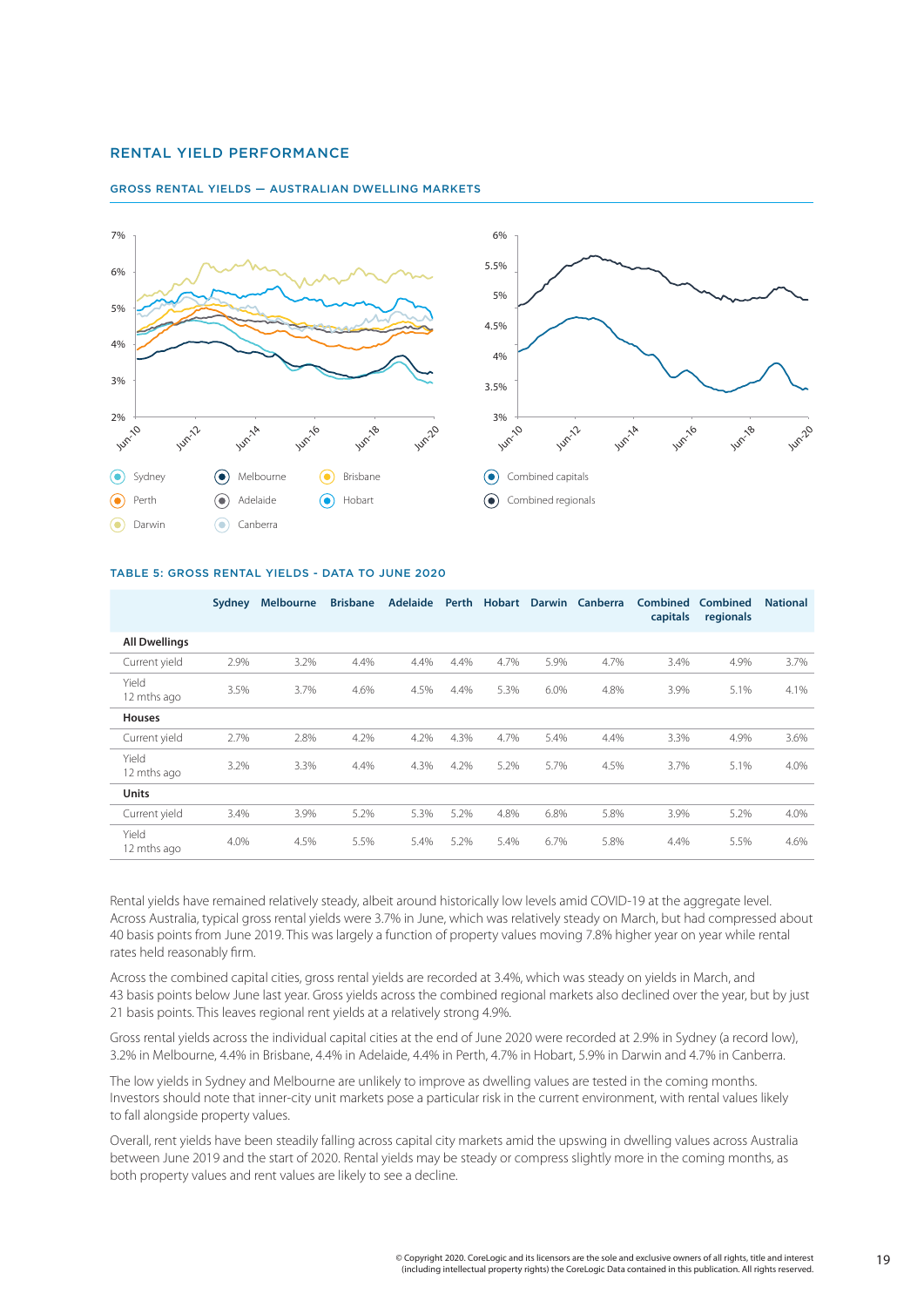## RENTAL YIELD PERFORMANCE

### GROSS RENTAL YIELDS — AUSTRALIAN DWELLING MARKETS

Sydney, Melbourne, Brisbane, Perth, Adelaide, Hobart, Darwin, Canberra

Combined capitals, Combined regionals

### TABLE 5: GROSS RENTAL YIELDS - DATA TO JUNE 2020

| | Sydney | Melbourne | Brisbane | Adelaide | Perth | Hobart | Darwin | Canberra | Combined capitals | Combined regionals | National |
|---|---|---|---|---|---|---|---|---|---|---|---|
| **All Dwellings** | | | | | | | | | | | |
| Current yield | 2.9% | 3.2% | 4.4% | 4.4% | 4.4% | 4.7% | 5.9% | 4.7% | 3.4% | 4.9% | 3.7% |
| Yield 12 mths ago | 3.5% | 3.7% | 4.6% | 4.5% | 4.4% | 5.3% | 6.0% | 4.8% | 3.9% | 5.1% | 4.1% |
| **Houses** | | | | | | | | | | | |
| Current yield | 2.7% | 2.8% | 4.2% | 4.2% | 4.3% | 4.7% | 5.4% | 4.4% | 3.3% | 4.9% | 3.6% |
| Yield 12 mths ago | 3.2% | 3.3% | 4.4% | 4.3% | 4.2% | 5.2% | 5.7% | 4.5% | 3.7% | 5.1% | 4.0% |
| **Units** | | | | | | | | | | | |
| Current yield | 3.4% | 3.9% | 5.2% | 5.3% | 5.2% | 4.8% | 6.8% | 5.8% | 3.9% | 5.2% | 4.0% |
| Yield 12 mths ago | 4.0% | 4.5% | 5.5% | 5.4% | 5.2% | 5.4% | 6.7% | 5.8% | 4.4% | 5.5% | 4.6% |

Rental yields have remained relatively steady, albeit around historically low levels amid COVID-19 at the aggregate level. Across Australia, typical gross rental yields were 3.7% in June, which was relatively steady on March, but had compressed about 40 basis points from June 2019. This was largely a function of property values moving 7.8% higher year on year while rental rates held reasonably firm.

Across the combined capital cities, gross rental yields are recorded at 3.4%, which was steady on yields in March, and 43 basis points below June last year. Gross yields across the combined regional markets also declined over the year, but by just 21 basis points. This leaves regional rent yields at a relatively strong 4.9%.

Gross rental yields across the individual capital cities at the end of June 2020 were recorded at 2.9% in Sydney (a record low), 3.2% in Melbourne, 4.4% in Brisbane, 4.4% in Adelaide, 4.4% in Perth, 4.7% in Hobart, 5.9% in Darwin and 4.7% in Canberra.

The low yields in Sydney and Melbourne are unlikely to improve as dwelling values are tested in the coming months. Investors should note that inner-city unit markets pose a particular risk in the current environment, with rental values likely to fall alongside property values.

Overall, rent yields have been steadily falling across capital city markets amid the upswing in dwelling values across Australia between June 2019 and the start of 2020. Rental yields may be steady or compress slightly more in the coming months, as both property values and rent values are likely to see a decline.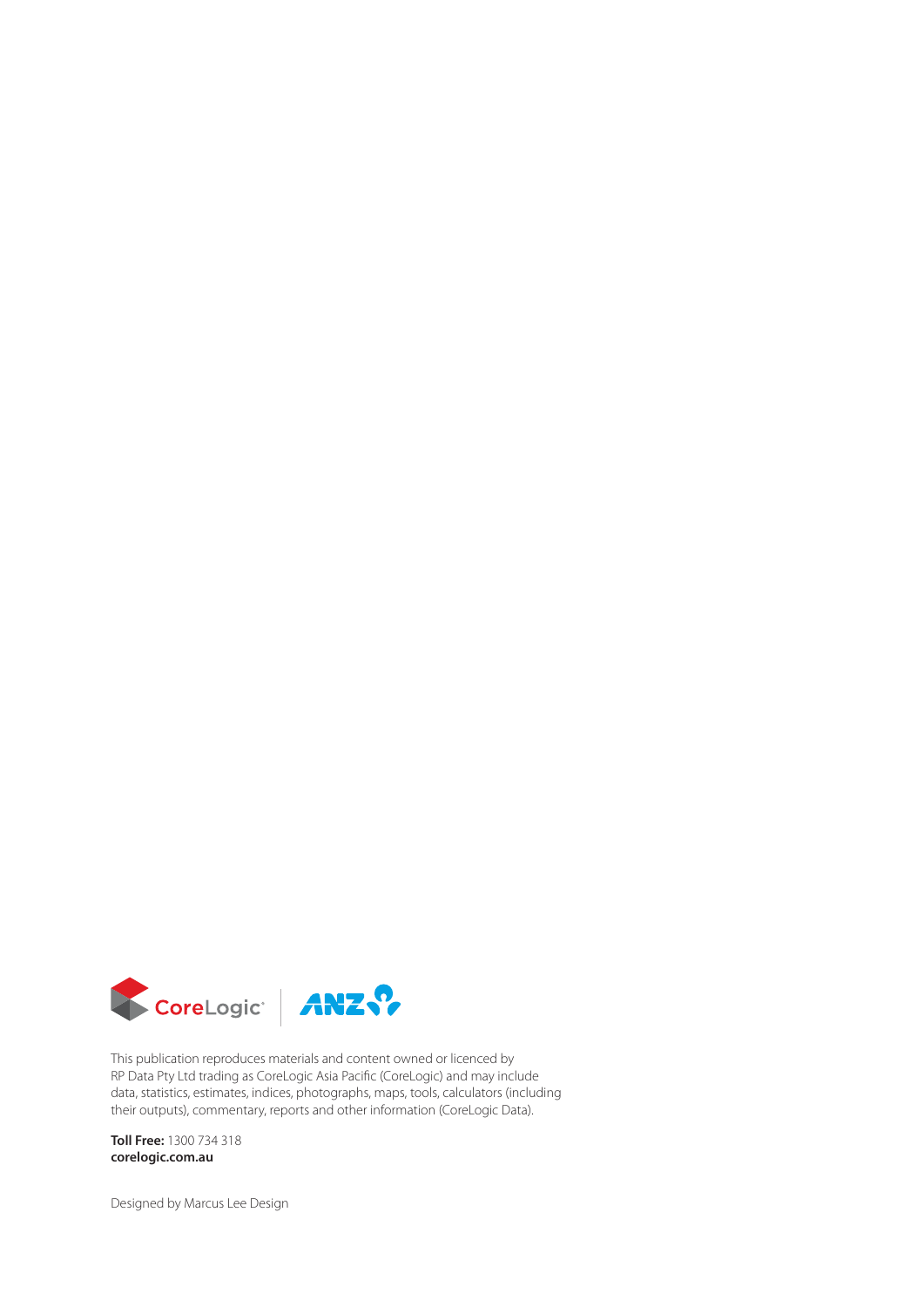This publication reproduces materials and content owned or licenced by RP Data Pty Ltd trading as CoreLogic Asia Pacific (CoreLogic) and may include data, statistics, estimates, indices, photographs, maps, tools, calculators (including their outputs), commentary, reports and other information (CoreLogic Data).

**Toll Free:** 1300 734 318
**corelogic.com.au**

Designed by Marcus Lee Design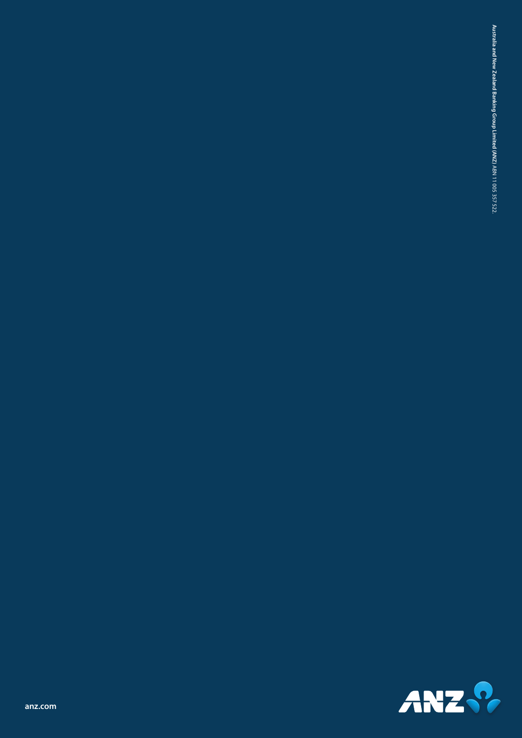**Australia and New Zealand Banking Group Limited (ANZ)** ABN 11 005 357 522.

**anz.com**